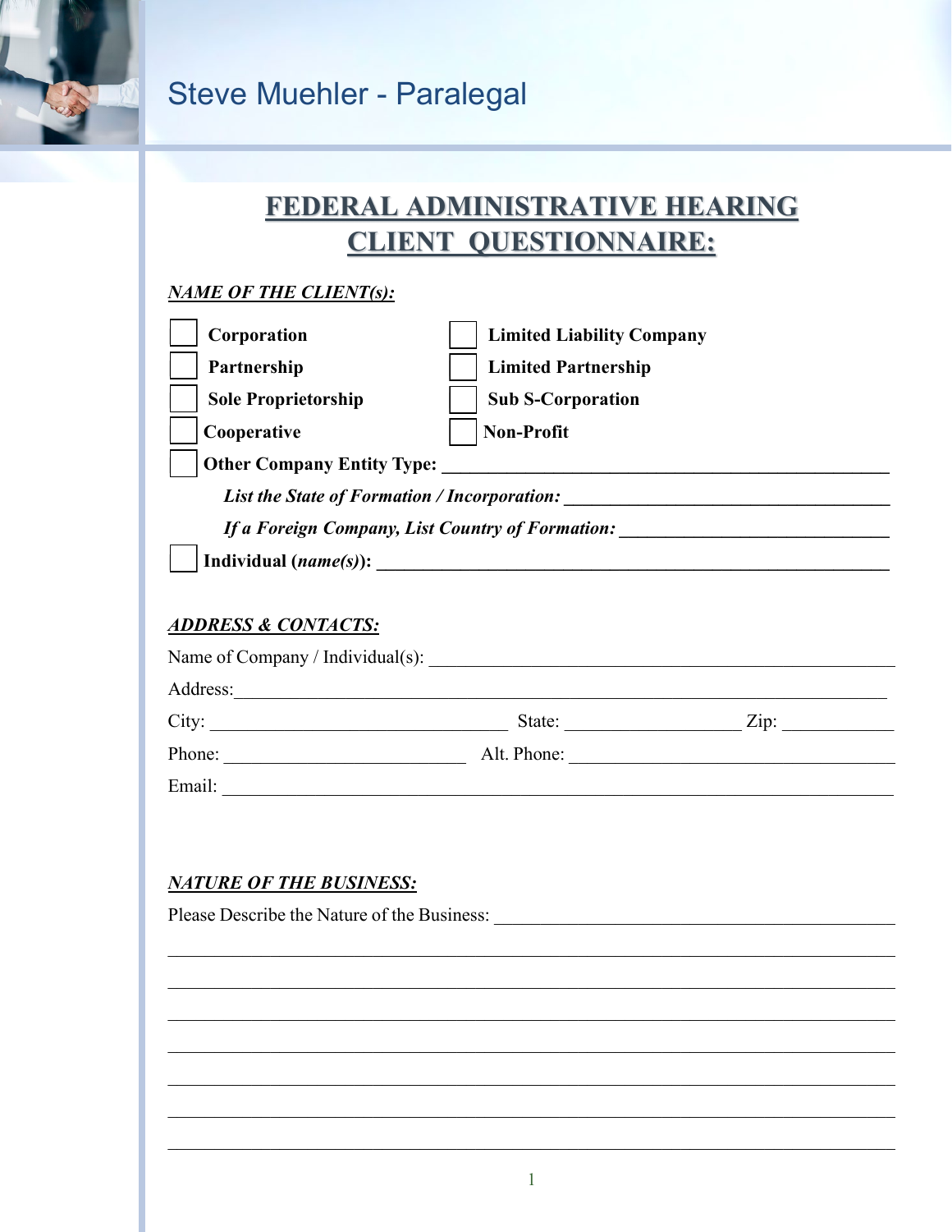Steve Muehler - Paralegal

# FEDERAL ADMINISTRATIVE HEARING CLIENT QUESTIONNAIRE:

***NAME OF THE CLIENT(s):***

- ☐ **Corporation**
- ☐ **Limited Liability Company**
- ☐ **Partnership**
- ☐ **Limited Partnership**
- ☐ **Sole Proprietorship**
- ☐ **Sub S-Corporation**
- ☐ **Cooperative**
- ☐ **Non-Profit**
- ☐ **Other Company Entity Type:** ______________________________

    ***List the State of Formation / Incorporation:*** ______________________________

    ***If a Foreign Company, List Country of Formation:*** ______________________________

- ☐ **Individual (*name(s)*):** ______________________________

***ADDRESS & CONTACTS:***

Name of Company / Individual(s): ______________________________

Address: ______________________________

City: ____________________ State: ____________ Zip: __________

Phone: ____________________ Alt. Phone: ____________________

Email: ______________________________

***NATURE OF THE BUSINESS:***

Please Describe the Nature of the Business: ______________________________

______________________________

______________________________

______________________________

______________________________

______________________________

______________________________

______________________________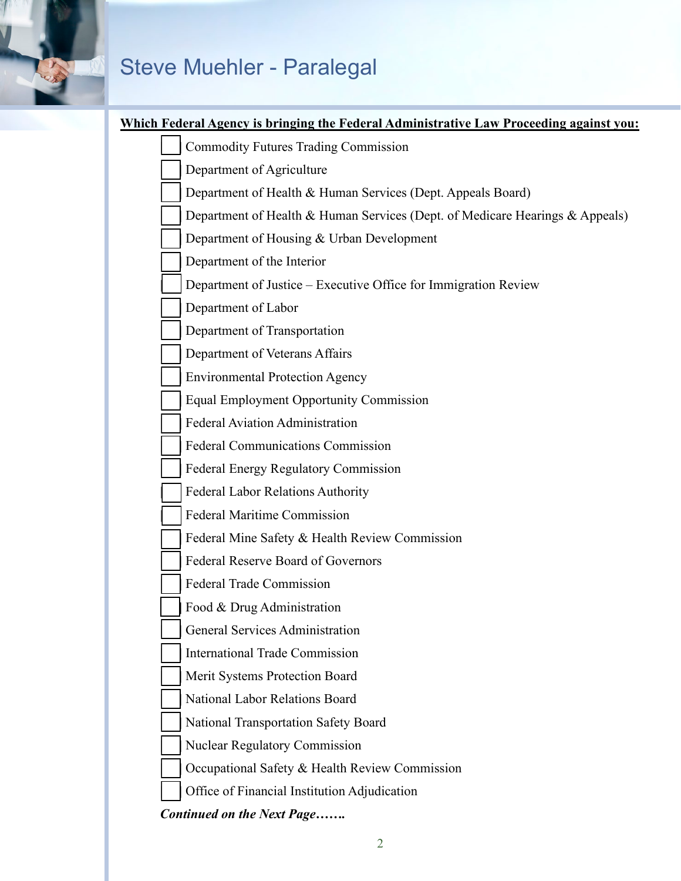# Steve Muehler - Paralegal

**<u>Which Federal Agency is bringing the Federal Administrative Law Proceeding against you:</u>**

- [ ] Commodity Futures Trading Commission
- [ ] Department of Agriculture
- [ ] Department of Health & Human Services (Dept. Appeals Board)
- [ ] Department of Health & Human Services (Dept. of Medicare Hearings & Appeals)
- [ ] Department of Housing & Urban Development
- [ ] Department of the Interior
- [ ] Department of Justice – Executive Office for Immigration Review
- [ ] Department of Labor
- [ ] Department of Transportation
- [ ] Department of Veterans Affairs
- [ ] Environmental Protection Agency
- [ ] Equal Employment Opportunity Commission
- [ ] Federal Aviation Administration
- [ ] Federal Communications Commission
- [ ] Federal Energy Regulatory Commission
- [ ] Federal Labor Relations Authority
- [ ] Federal Maritime Commission
- [ ] Federal Mine Safety & Health Review Commission
- [ ] Federal Reserve Board of Governors
- [ ] Federal Trade Commission
- [ ] Food & Drug Administration
- [ ] General Services Administration
- [ ] International Trade Commission
- [ ] Merit Systems Protection Board
- [ ] National Labor Relations Board
- [ ] National Transportation Safety Board
- [ ] Nuclear Regulatory Commission
- [ ] Occupational Safety & Health Review Commission
- [ ] Office of Financial Institution Adjudication

***Continued on the Next Page…….***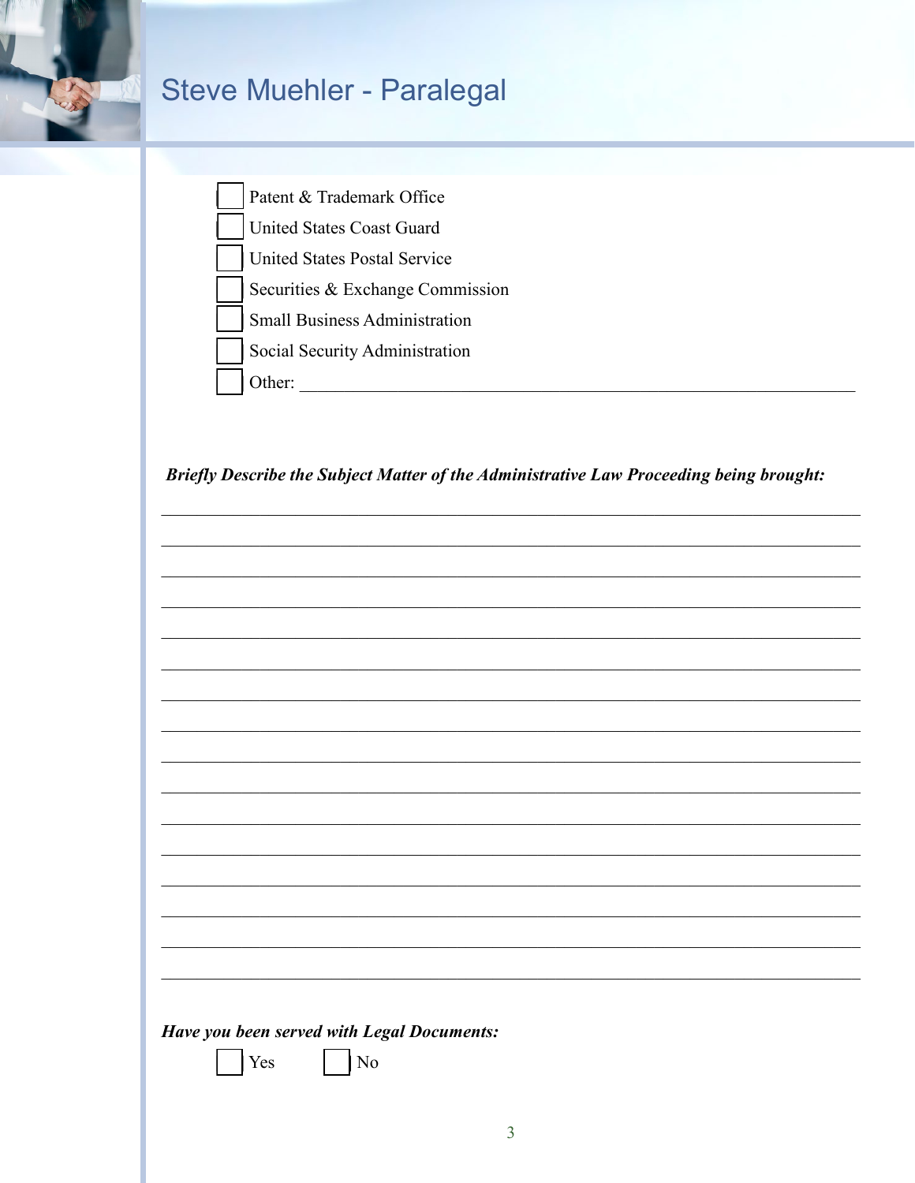- [ ] Patent & Trademark Office
- [ ] United States Coast Guard
- [ ] United States Postal Service
- [ ] Securities & Exchange Commission
- [ ] Small Business Administration
- [ ] Social Security Administration
- [ ] Other: ___________________________________________________________________

***Briefly Describe the Subject Matter of the Administrative Law Proceeding being brought:***

______________________________________________________________________________

______________________________________________________________________________

______________________________________________________________________________

______________________________________________________________________________

______________________________________________________________________________

______________________________________________________________________________

______________________________________________________________________________

______________________________________________________________________________

______________________________________________________________________________

______________________________________________________________________________

______________________________________________________________________________

______________________________________________________________________________

______________________________________________________________________________

______________________________________________________________________________

______________________________________________________________________________

______________________________________________________________________________

***Have you been served with Legal Documents:***

- [ ] Yes
- [ ] No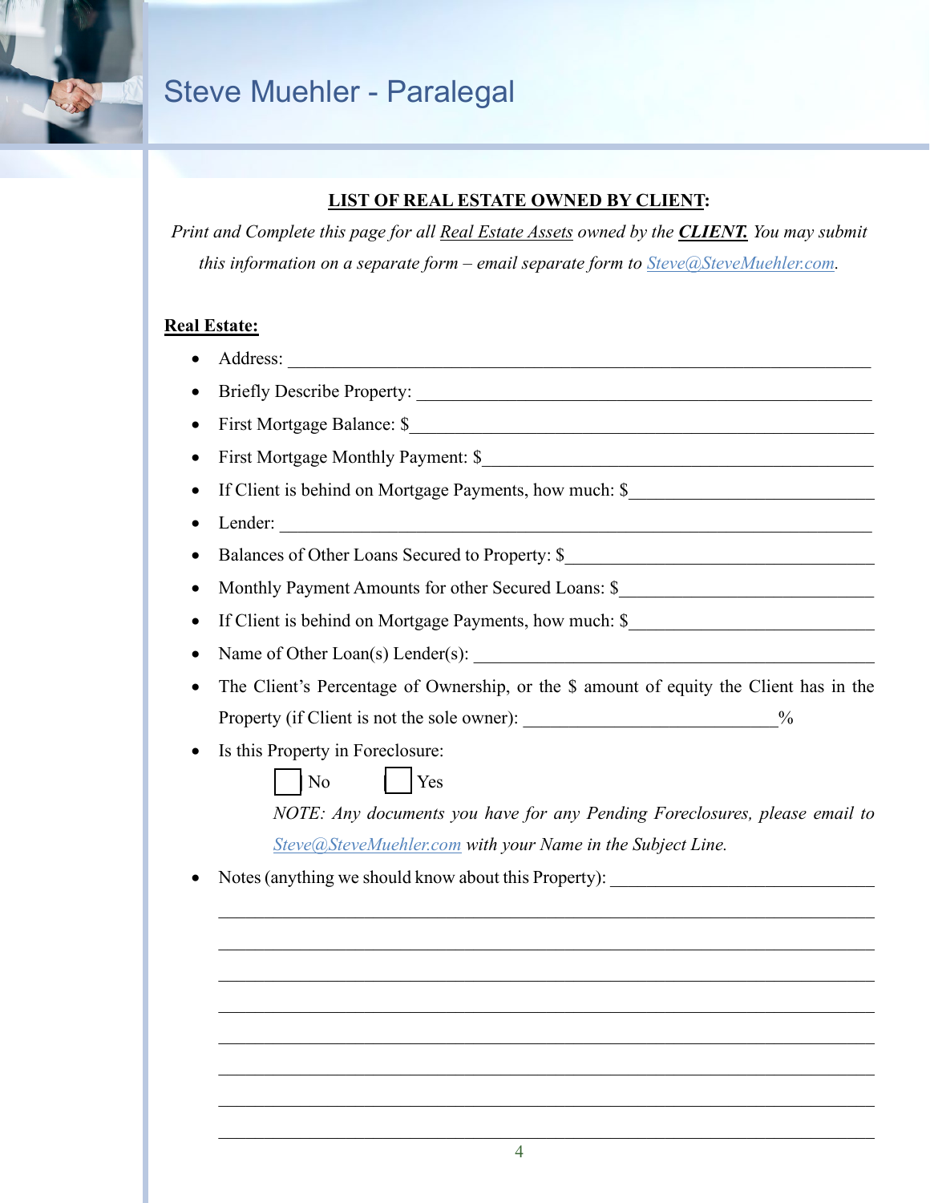## LIST OF REAL ESTATE OWNED BY CLIENT:

*Print and Complete this page for all Real Estate Assets owned by the **CLIENT.** You may submit this information on a separate form – email separate form to Steve@SteveMuehler.com.*

**Real Estate:**

- Address: ______________________________________________________________
- Briefly Describe Property: ______________________________________________
- First Mortgage Balance: $_______________________________________________
- First Mortgage Monthly Payment: $_______________________________________
- If Client is behind on Mortgage Payments, how much: $___________________
- Lender: _______________________________________________________________
- Balances of Other Loans Secured to Property: $___________________________
- Monthly Payment Amounts for other Secured Loans: $______________________
- If Client is behind on Mortgage Payments, how much: $___________________
- Name of Other Loan(s) Lender(s): _______________________________________
- The Client's Percentage of Ownership, or the $ amount of equity the Client has in the Property (if Client is not the sole owner): ____________________________%
- Is this Property in Foreclosure:

  ☐ No ☐ Yes

  *NOTE: Any documents you have for any Pending Foreclosures, please email to Steve@SteveMuehler.com with your Name in the Subject Line.*

- Notes (anything we should know about this Property): ____________________________

  ______________________________________________________________________

  ______________________________________________________________________

  ______________________________________________________________________

  ______________________________________________________________________

  ______________________________________________________________________

  ______________________________________________________________________

  ______________________________________________________________________

  ______________________________________________________________________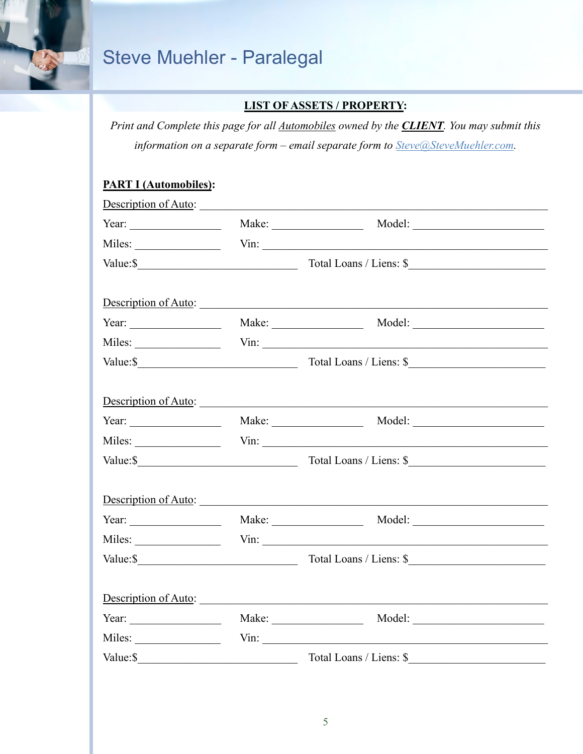## LIST OF ASSETS / PROPERTY:

*Print and Complete this page for all Automobiles owned by the **CLIENT**. You may submit this information on a separate form – email separate form to Steve@SteveMuehler.com.*

### PART I (Automobiles):

Description of Auto: ______________________________________________

Year: ____________ Make: ____________ Model: ________________

Miles: ____________ Vin: ____________________________________

Value:$ ______________________ Total Loans / Liens: $ ________________

Description of Auto: ______________________________________________

Year: ____________ Make: ____________ Model: ________________

Miles: ____________ Vin: ____________________________________

Value:$ ______________________ Total Loans / Liens: $ ________________

Description of Auto: ______________________________________________

Year: ____________ Make: ____________ Model: ________________

Miles: ____________ Vin: ____________________________________

Value:$ ______________________ Total Loans / Liens: $ ________________

Description of Auto: ______________________________________________

Year: ____________ Make: ____________ Model: ________________

Miles: ____________ Vin: ____________________________________

Value:$ ______________________ Total Loans / Liens: $ ________________

Description of Auto: ______________________________________________

Year: ____________ Make: ____________ Model: ________________

Miles: ____________ Vin: ____________________________________

Value:$ ______________________ Total Loans / Liens: $ ________________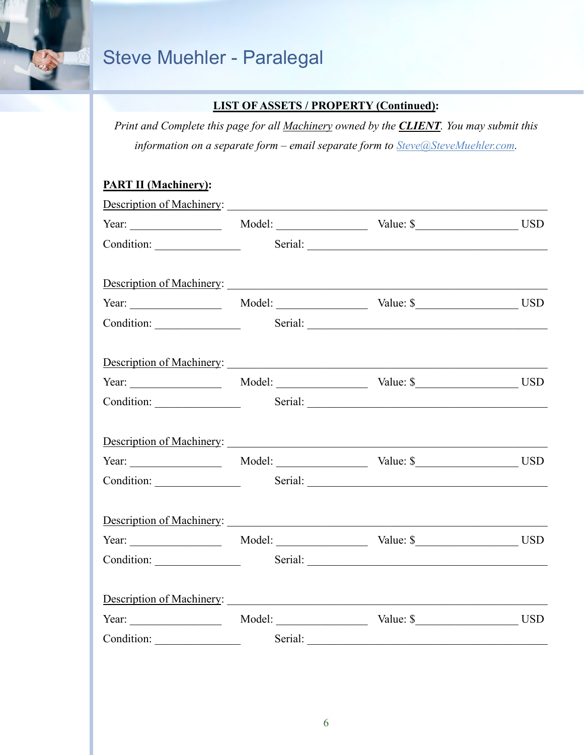## **LIST OF ASSETS / PROPERTY (Continued):**

*Print and Complete this page for all Machinery owned by the* ***CLIENT****. You may submit this information on a separate form – email separate form to Steve@SteveMuehler.com.*

**PART II (Machinery):**

Description of Machinery: ______________________________

Year: ____________ Model: ____________ Value: $______________ USD

Condition: ____________ Serial: ______________________________

Description of Machinery: ______________________________

Year: ____________ Model: ____________ Value: $______________ USD

Condition: ____________ Serial: ______________________________

Description of Machinery: ______________________________

Year: ____________ Model: ____________ Value: $______________ USD

Condition: ____________ Serial: ______________________________

Description of Machinery: ______________________________

Year: ____________ Model: ____________ Value: $______________ USD

Condition: ____________ Serial: ______________________________

Description of Machinery: ______________________________

Year: ____________ Model: ____________ Value: $______________ USD

Condition: ____________ Serial: ______________________________

Description of Machinery: ______________________________

Year: ____________ Model: ____________ Value: $______________ USD

Condition: ____________ Serial: ______________________________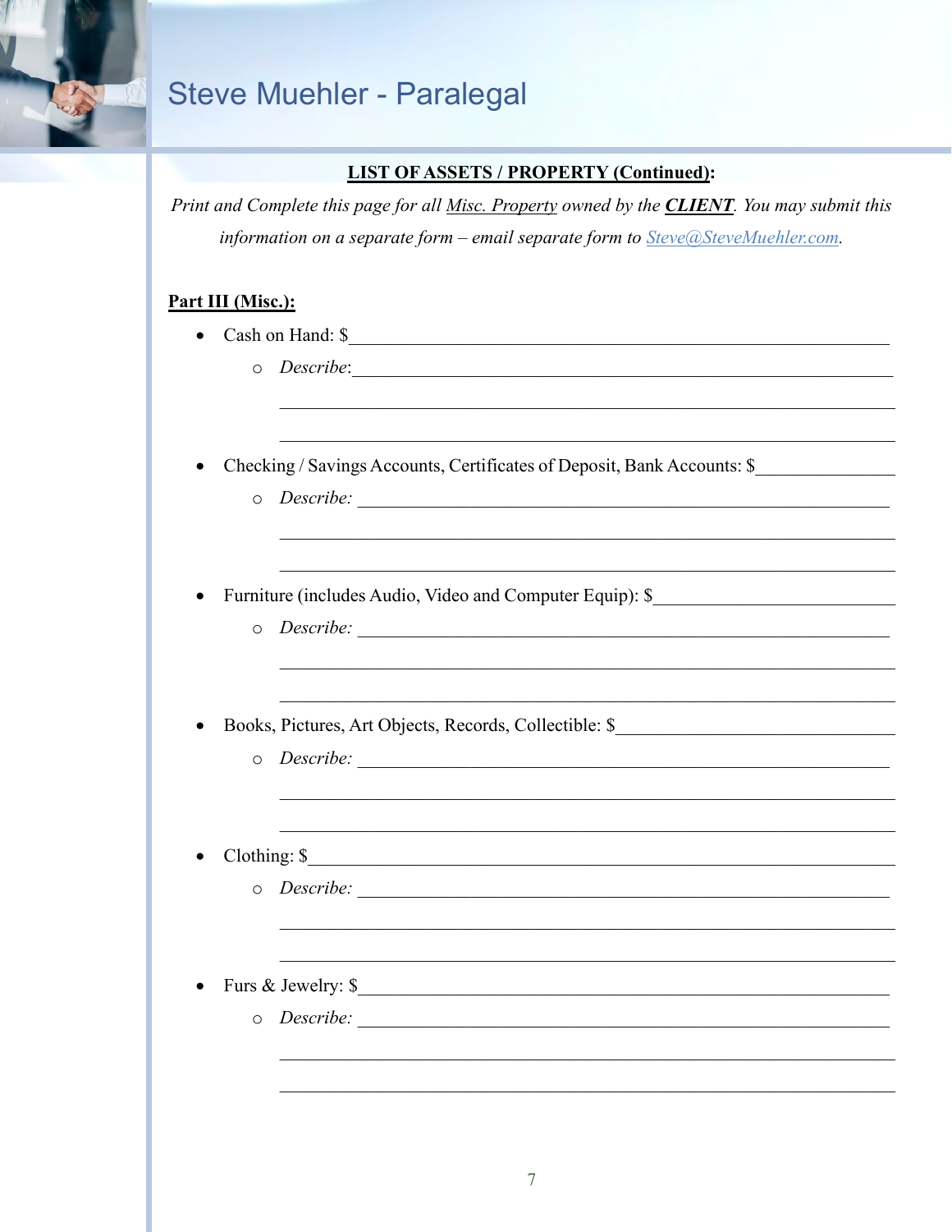# Steve Muehler - Paralegal

## LIST OF ASSETS / PROPERTY (Continued):

*Print and Complete this page for all Misc. Property owned by the **CLIENT**. You may submit this information on a separate form – email separate form to Steve@SteveMuehler.com.*

**Part III (Misc.):**

- Cash on Hand: $________________________________________
  - *Describe*:________________________________________

    ________________________________________

    ________________________________________

- Checking / Savings Accounts, Certificates of Deposit, Bank Accounts: $______________
  - *Describe:* ________________________________________

    ________________________________________

    ________________________________________

- Furniture (includes Audio, Video and Computer Equip): $________________________
  - *Describe:* ________________________________________

    ________________________________________

    ________________________________________

- Books, Pictures, Art Objects, Records, Collectible: $________________________
  - *Describe:* ________________________________________

    ________________________________________

    ________________________________________

- Clothing: $________________________________________
  - *Describe:* ________________________________________

    ________________________________________

    ________________________________________

- Furs & Jewelry: $________________________________________
  - *Describe:* ________________________________________

    ________________________________________

    ________________________________________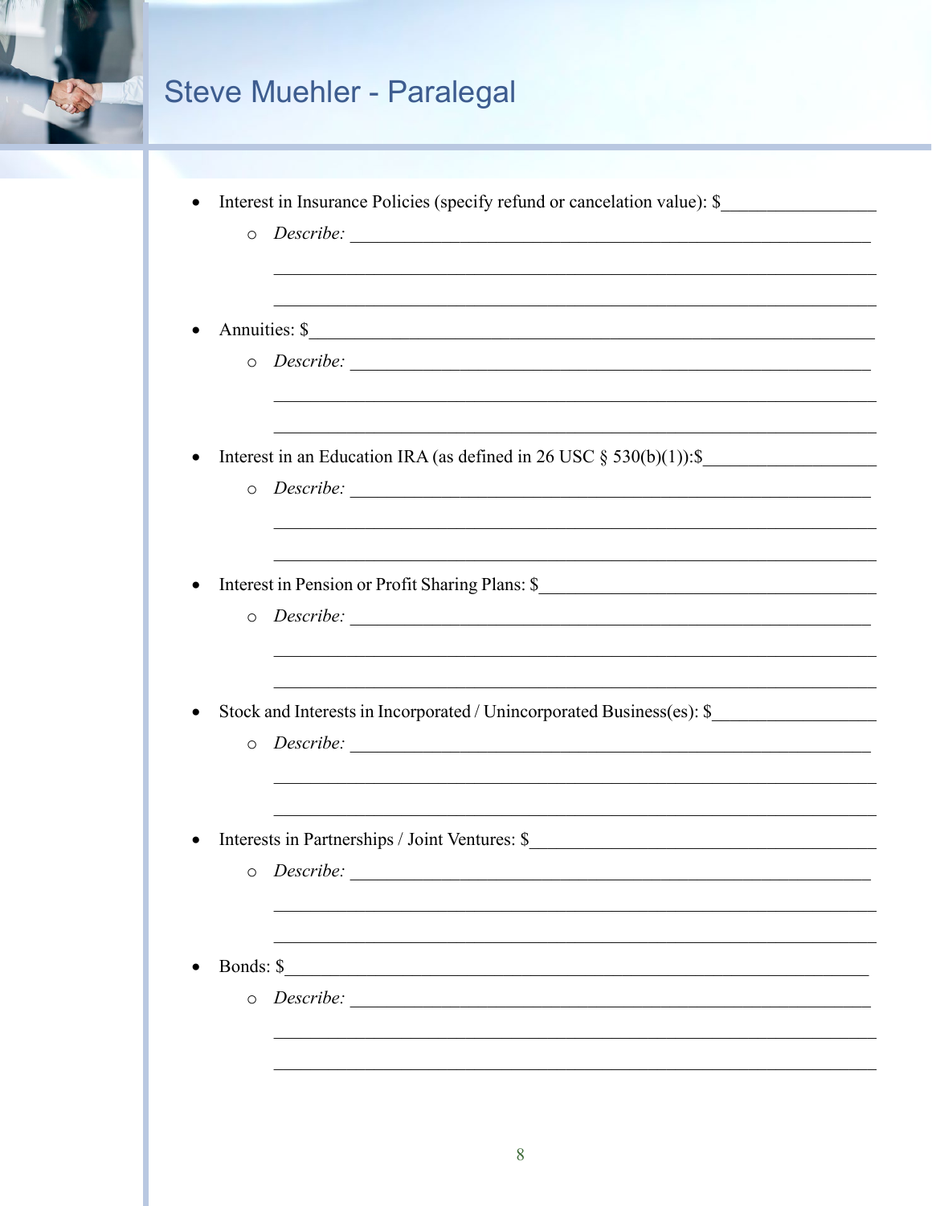- Interest in Insurance Policies (specify refund or cancelation value): $_________________
  - *Describe:* ___________________________________________________________

    ___________________________________________________________

    ___________________________________________________________

- Annuities: $___________________________________________________________
  - *Describe:* ___________________________________________________________

    ___________________________________________________________

    ___________________________________________________________

- Interest in an Education IRA (as defined in 26 USC § 530(b)(1)):$___________________
  - *Describe:* ___________________________________________________________

    ___________________________________________________________

    ___________________________________________________________

- Interest in Pension or Profit Sharing Plans: $________________________________________
  - *Describe:* ___________________________________________________________

    ___________________________________________________________

    ___________________________________________________________

- Stock and Interests in Incorporated / Unincorporated Business(es): $__________________
  - *Describe:* ___________________________________________________________

    ___________________________________________________________

    ___________________________________________________________

- Interests in Partnerships / Joint Ventures: $________________________________________
  - *Describe:* ___________________________________________________________

    ___________________________________________________________

    ___________________________________________________________

- Bonds: $___________________________________________________________
  - *Describe:* ___________________________________________________________

    ___________________________________________________________

    ___________________________________________________________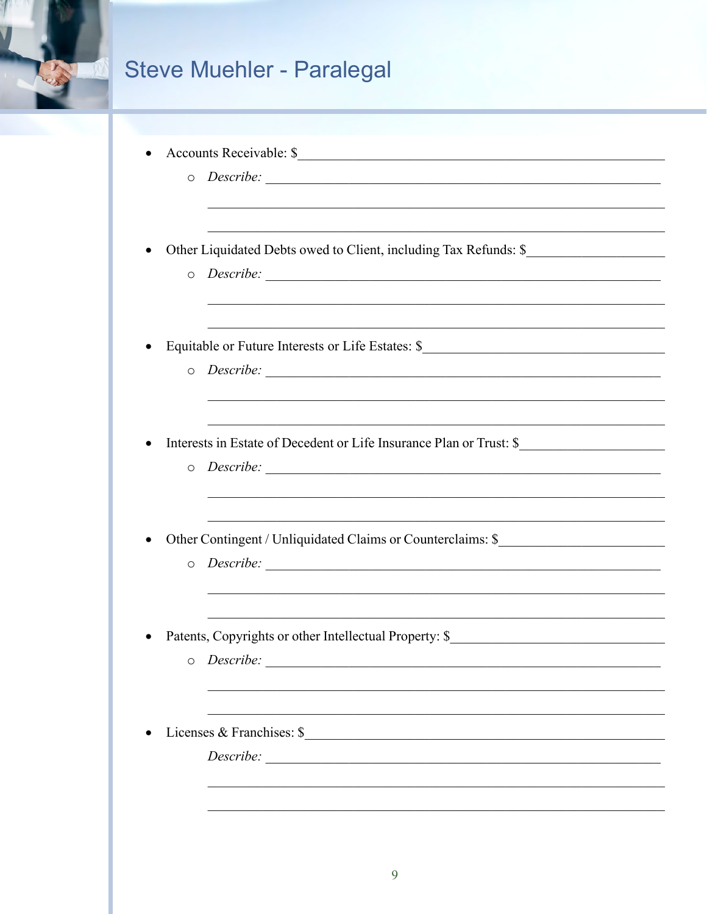- Accounts Receivable: $\_\_\_\_\_\_\_\_\_\_\_\_\_\_\_\_\_\_\_\_\_\_\_\_\_\_\_\_\_\_\_\_\_\_\_\_\_\_\_\_\_\_\_\_
  - *Describe:* \_\_\_\_\_\_\_\_\_\_\_\_\_\_\_\_\_\_\_\_\_\_\_\_\_\_\_\_\_\_\_\_\_\_\_\_\_\_\_\_\_\_\_\_\_\_\_\_

    \_\_\_\_\_\_\_\_\_\_\_\_\_\_\_\_\_\_\_\_\_\_\_\_\_\_\_\_\_\_\_\_\_\_\_\_\_\_\_\_\_\_\_\_\_\_\_\_\_\_\_\_\_\_

    \_\_\_\_\_\_\_\_\_\_\_\_\_\_\_\_\_\_\_\_\_\_\_\_\_\_\_\_\_\_\_\_\_\_\_\_\_\_\_\_\_\_\_\_\_\_\_\_\_\_\_\_\_\_

- Other Liquidated Debts owed to Client, including Tax Refunds: $\_\_\_\_\_\_\_\_\_\_\_\_\_\_\_\_\_\_\_\_
  - *Describe:* \_\_\_\_\_\_\_\_\_\_\_\_\_\_\_\_\_\_\_\_\_\_\_\_\_\_\_\_\_\_\_\_\_\_\_\_\_\_\_\_\_\_\_\_\_\_\_\_

    \_\_\_\_\_\_\_\_\_\_\_\_\_\_\_\_\_\_\_\_\_\_\_\_\_\_\_\_\_\_\_\_\_\_\_\_\_\_\_\_\_\_\_\_\_\_\_\_\_\_\_\_\_\_

    \_\_\_\_\_\_\_\_\_\_\_\_\_\_\_\_\_\_\_\_\_\_\_\_\_\_\_\_\_\_\_\_\_\_\_\_\_\_\_\_\_\_\_\_\_\_\_\_\_\_\_\_\_\_

- Equitable or Future Interests or Life Estates: $\_\_\_\_\_\_\_\_\_\_\_\_\_\_\_\_\_\_\_\_\_\_\_\_\_\_\_\_\_\_\_\_
  - *Describe:* \_\_\_\_\_\_\_\_\_\_\_\_\_\_\_\_\_\_\_\_\_\_\_\_\_\_\_\_\_\_\_\_\_\_\_\_\_\_\_\_\_\_\_\_\_\_\_\_

    \_\_\_\_\_\_\_\_\_\_\_\_\_\_\_\_\_\_\_\_\_\_\_\_\_\_\_\_\_\_\_\_\_\_\_\_\_\_\_\_\_\_\_\_\_\_\_\_\_\_\_\_\_\_

    \_\_\_\_\_\_\_\_\_\_\_\_\_\_\_\_\_\_\_\_\_\_\_\_\_\_\_\_\_\_\_\_\_\_\_\_\_\_\_\_\_\_\_\_\_\_\_\_\_\_\_\_\_\_

- Interests in Estate of Decedent or Life Insurance Plan or Trust: $\_\_\_\_\_\_\_\_\_\_\_\_\_\_\_\_\_\_\_\_
  - *Describe:* \_\_\_\_\_\_\_\_\_\_\_\_\_\_\_\_\_\_\_\_\_\_\_\_\_\_\_\_\_\_\_\_\_\_\_\_\_\_\_\_\_\_\_\_\_\_\_\_

    \_\_\_\_\_\_\_\_\_\_\_\_\_\_\_\_\_\_\_\_\_\_\_\_\_\_\_\_\_\_\_\_\_\_\_\_\_\_\_\_\_\_\_\_\_\_\_\_\_\_\_\_\_\_

    \_\_\_\_\_\_\_\_\_\_\_\_\_\_\_\_\_\_\_\_\_\_\_\_\_\_\_\_\_\_\_\_\_\_\_\_\_\_\_\_\_\_\_\_\_\_\_\_\_\_\_\_\_\_

- Other Contingent / Unliquidated Claims or Counterclaims: $\_\_\_\_\_\_\_\_\_\_\_\_\_\_\_\_\_\_\_\_\_\_\_\_
  - *Describe:* \_\_\_\_\_\_\_\_\_\_\_\_\_\_\_\_\_\_\_\_\_\_\_\_\_\_\_\_\_\_\_\_\_\_\_\_\_\_\_\_\_\_\_\_\_\_\_\_

    \_\_\_\_\_\_\_\_\_\_\_\_\_\_\_\_\_\_\_\_\_\_\_\_\_\_\_\_\_\_\_\_\_\_\_\_\_\_\_\_\_\_\_\_\_\_\_\_\_\_\_\_\_\_

    \_\_\_\_\_\_\_\_\_\_\_\_\_\_\_\_\_\_\_\_\_\_\_\_\_\_\_\_\_\_\_\_\_\_\_\_\_\_\_\_\_\_\_\_\_\_\_\_\_\_\_\_\_\_

- Patents, Copyrights or other Intellectual Property: $\_\_\_\_\_\_\_\_\_\_\_\_\_\_\_\_\_\_\_\_\_\_\_\_\_\_\_\_\_\_
  - *Describe:* \_\_\_\_\_\_\_\_\_\_\_\_\_\_\_\_\_\_\_\_\_\_\_\_\_\_\_\_\_\_\_\_\_\_\_\_\_\_\_\_\_\_\_\_\_\_\_\_

    \_\_\_\_\_\_\_\_\_\_\_\_\_\_\_\_\_\_\_\_\_\_\_\_\_\_\_\_\_\_\_\_\_\_\_\_\_\_\_\_\_\_\_\_\_\_\_\_\_\_\_\_\_\_

    \_\_\_\_\_\_\_\_\_\_\_\_\_\_\_\_\_\_\_\_\_\_\_\_\_\_\_\_\_\_\_\_\_\_\_\_\_\_\_\_\_\_\_\_\_\_\_\_\_\_\_\_\_\_

- Licenses & Franchises: $\_\_\_\_\_\_\_\_\_\_\_\_\_\_\_\_\_\_\_\_\_\_\_\_\_\_\_\_\_\_\_\_\_\_\_\_\_\_\_\_\_\_\_\_\_\_\_

  *Describe:* \_\_\_\_\_\_\_\_\_\_\_\_\_\_\_\_\_\_\_\_\_\_\_\_\_\_\_\_\_\_\_\_\_\_\_\_\_\_\_\_\_\_\_\_\_\_\_\_

  \_\_\_\_\_\_\_\_\_\_\_\_\_\_\_\_\_\_\_\_\_\_\_\_\_\_\_\_\_\_\_\_\_\_\_\_\_\_\_\_\_\_\_\_\_\_\_\_\_\_\_\_\_\_

  \_\_\_\_\_\_\_\_\_\_\_\_\_\_\_\_\_\_\_\_\_\_\_\_\_\_\_\_\_\_\_\_\_\_\_\_\_\_\_\_\_\_\_\_\_\_\_\_\_\_\_\_\_\_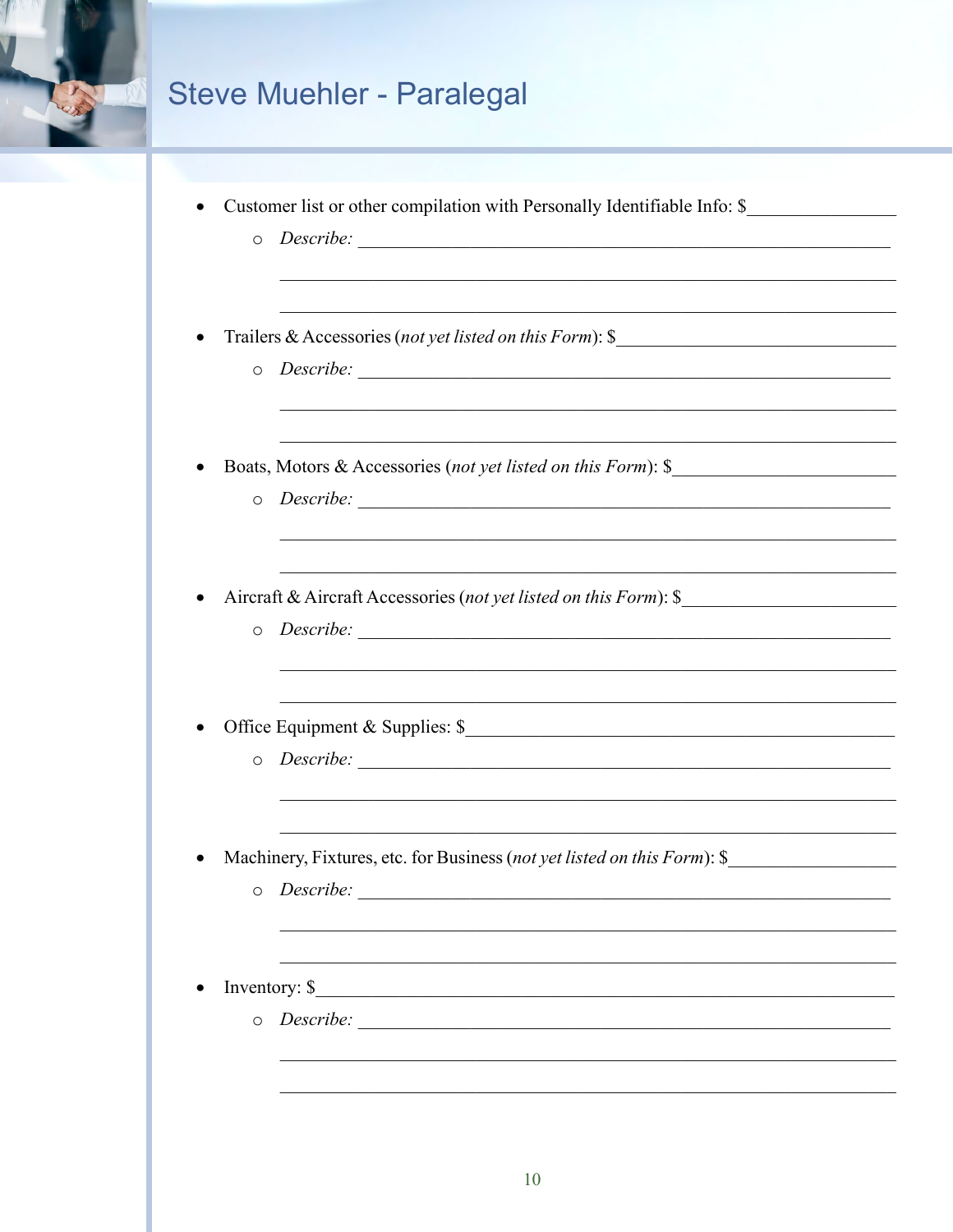- Customer list or other compilation with Personally Identifiable Info: $________________
  - *Describe:* ____________________________________________________________

    ______________________________________________________________________

    ______________________________________________________________________

- Trailers & Accessories (*not yet listed on this Form*): $______________________________
  - *Describe:* ____________________________________________________________

    ______________________________________________________________________

    ______________________________________________________________________

- Boats, Motors & Accessories (*not yet listed on this Form*): $________________________
  - *Describe:* ____________________________________________________________

    ______________________________________________________________________

    ______________________________________________________________________

- Aircraft & Aircraft Accessories (*not yet listed on this Form*): $______________________
  - *Describe:* ____________________________________________________________

    ______________________________________________________________________

    ______________________________________________________________________

- Office Equipment & Supplies: $_____________________________________________
  - *Describe:* ____________________________________________________________

    ______________________________________________________________________

    ______________________________________________________________________

- Machinery, Fixtures, etc. for Business (*not yet listed on this Form*): $_________________
  - *Describe:* ____________________________________________________________

    ______________________________________________________________________

    ______________________________________________________________________

- Inventory: $___________________________________________________________
  - *Describe:* ____________________________________________________________

    ______________________________________________________________________

    ______________________________________________________________________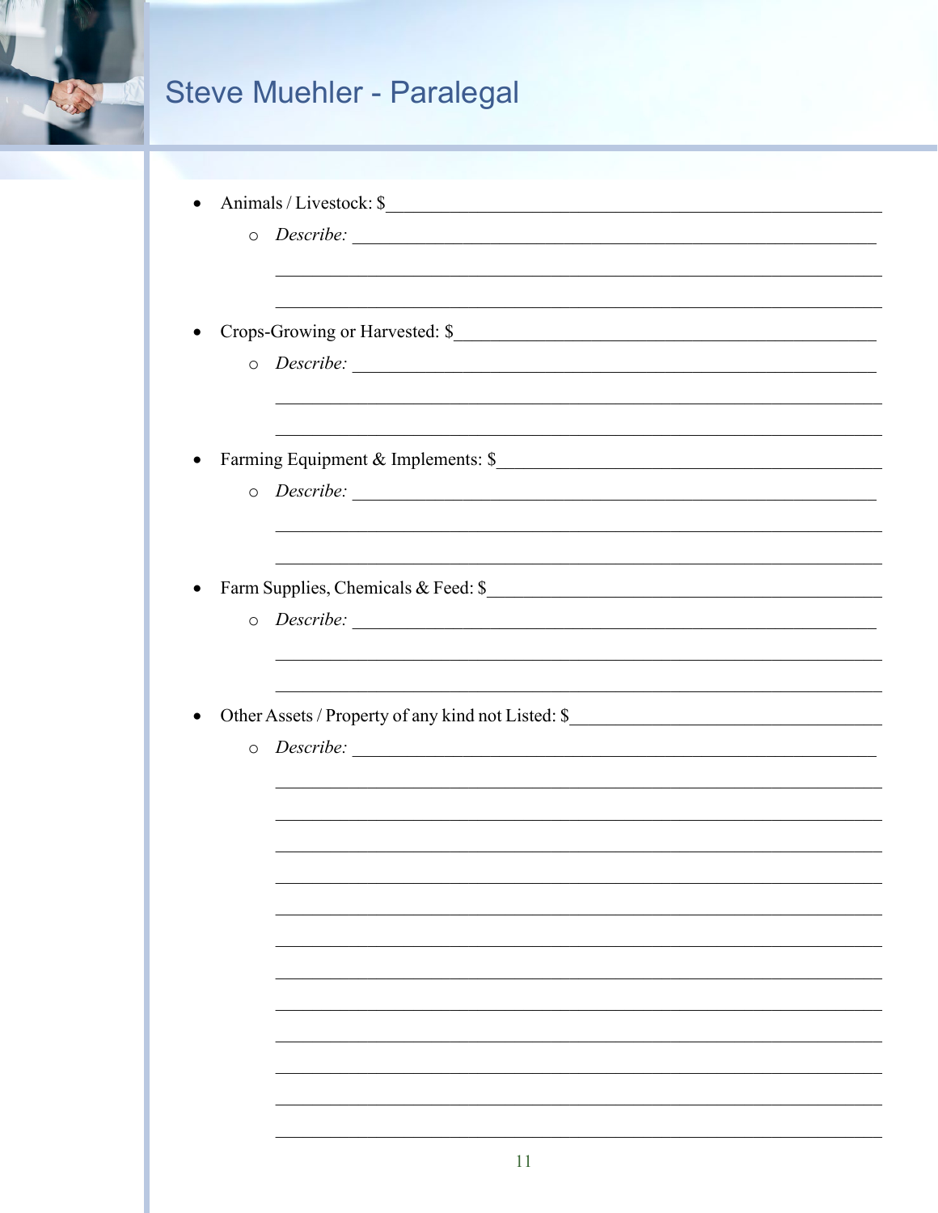- Animals / Livestock: $\_\_\_\_\_\_\_\_\_\_\_\_\_\_\_\_\_\_\_\_\_\_\_\_\_\_\_\_\_\_\_\_\_\_\_\_\_\_\_\_
  - *Describe:* \_\_\_\_\_\_\_\_\_\_\_\_\_\_\_\_\_\_\_\_\_\_\_\_\_\_\_\_\_\_\_\_\_\_\_\_\_\_\_\_\_\_\_\_\_\_\_\_

    \_\_\_\_\_\_\_\_\_\_\_\_\_\_\_\_\_\_\_\_\_\_\_\_\_\_\_\_\_\_\_\_\_\_\_\_\_\_\_\_\_\_\_\_\_\_\_\_\_\_\_\_\_\_\_\_

    \_\_\_\_\_\_\_\_\_\_\_\_\_\_\_\_\_\_\_\_\_\_\_\_\_\_\_\_\_\_\_\_\_\_\_\_\_\_\_\_\_\_\_\_\_\_\_\_\_\_\_\_\_\_\_\_

- Crops-Growing or Harvested: $\_\_\_\_\_\_\_\_\_\_\_\_\_\_\_\_\_\_\_\_\_\_\_\_\_\_\_\_\_\_\_\_\_\_\_\_
  - *Describe:* \_\_\_\_\_\_\_\_\_\_\_\_\_\_\_\_\_\_\_\_\_\_\_\_\_\_\_\_\_\_\_\_\_\_\_\_\_\_\_\_\_\_\_\_\_\_\_\_

    \_\_\_\_\_\_\_\_\_\_\_\_\_\_\_\_\_\_\_\_\_\_\_\_\_\_\_\_\_\_\_\_\_\_\_\_\_\_\_\_\_\_\_\_\_\_\_\_\_\_\_\_\_\_\_\_

    \_\_\_\_\_\_\_\_\_\_\_\_\_\_\_\_\_\_\_\_\_\_\_\_\_\_\_\_\_\_\_\_\_\_\_\_\_\_\_\_\_\_\_\_\_\_\_\_\_\_\_\_\_\_\_\_

- Farming Equipment & Implements: $\_\_\_\_\_\_\_\_\_\_\_\_\_\_\_\_\_\_\_\_\_\_\_\_\_\_\_\_\_\_\_\_\_\_
  - *Describe:* \_\_\_\_\_\_\_\_\_\_\_\_\_\_\_\_\_\_\_\_\_\_\_\_\_\_\_\_\_\_\_\_\_\_\_\_\_\_\_\_\_\_\_\_\_\_\_\_

    \_\_\_\_\_\_\_\_\_\_\_\_\_\_\_\_\_\_\_\_\_\_\_\_\_\_\_\_\_\_\_\_\_\_\_\_\_\_\_\_\_\_\_\_\_\_\_\_\_\_\_\_\_\_\_\_

    \_\_\_\_\_\_\_\_\_\_\_\_\_\_\_\_\_\_\_\_\_\_\_\_\_\_\_\_\_\_\_\_\_\_\_\_\_\_\_\_\_\_\_\_\_\_\_\_\_\_\_\_\_\_\_\_

- Farm Supplies, Chemicals & Feed: $\_\_\_\_\_\_\_\_\_\_\_\_\_\_\_\_\_\_\_\_\_\_\_\_\_\_\_\_\_\_\_\_\_\_
  - *Describe:* \_\_\_\_\_\_\_\_\_\_\_\_\_\_\_\_\_\_\_\_\_\_\_\_\_\_\_\_\_\_\_\_\_\_\_\_\_\_\_\_\_\_\_\_\_\_\_\_

    \_\_\_\_\_\_\_\_\_\_\_\_\_\_\_\_\_\_\_\_\_\_\_\_\_\_\_\_\_\_\_\_\_\_\_\_\_\_\_\_\_\_\_\_\_\_\_\_\_\_\_\_\_\_\_\_

    \_\_\_\_\_\_\_\_\_\_\_\_\_\_\_\_\_\_\_\_\_\_\_\_\_\_\_\_\_\_\_\_\_\_\_\_\_\_\_\_\_\_\_\_\_\_\_\_\_\_\_\_\_\_\_\_

- Other Assets / Property of any kind not Listed: $\_\_\_\_\_\_\_\_\_\_\_\_\_\_\_\_\_\_\_\_\_\_\_\_\_\_\_\_
  - *Describe:* \_\_\_\_\_\_\_\_\_\_\_\_\_\_\_\_\_\_\_\_\_\_\_\_\_\_\_\_\_\_\_\_\_\_\_\_\_\_\_\_\_\_\_\_\_\_\_\_

    \_\_\_\_\_\_\_\_\_\_\_\_\_\_\_\_\_\_\_\_\_\_\_\_\_\_\_\_\_\_\_\_\_\_\_\_\_\_\_\_\_\_\_\_\_\_\_\_\_\_\_\_\_\_\_\_

    \_\_\_\_\_\_\_\_\_\_\_\_\_\_\_\_\_\_\_\_\_\_\_\_\_\_\_\_\_\_\_\_\_\_\_\_\_\_\_\_\_\_\_\_\_\_\_\_\_\_\_\_\_\_\_\_

    \_\_\_\_\_\_\_\_\_\_\_\_\_\_\_\_\_\_\_\_\_\_\_\_\_\_\_\_\_\_\_\_\_\_\_\_\_\_\_\_\_\_\_\_\_\_\_\_\_\_\_\_\_\_\_\_

    \_\_\_\_\_\_\_\_\_\_\_\_\_\_\_\_\_\_\_\_\_\_\_\_\_\_\_\_\_\_\_\_\_\_\_\_\_\_\_\_\_\_\_\_\_\_\_\_\_\_\_\_\_\_\_\_

    \_\_\_\_\_\_\_\_\_\_\_\_\_\_\_\_\_\_\_\_\_\_\_\_\_\_\_\_\_\_\_\_\_\_\_\_\_\_\_\_\_\_\_\_\_\_\_\_\_\_\_\_\_\_\_\_

    \_\_\_\_\_\_\_\_\_\_\_\_\_\_\_\_\_\_\_\_\_\_\_\_\_\_\_\_\_\_\_\_\_\_\_\_\_\_\_\_\_\_\_\_\_\_\_\_\_\_\_\_\_\_\_\_

    \_\_\_\_\_\_\_\_\_\_\_\_\_\_\_\_\_\_\_\_\_\_\_\_\_\_\_\_\_\_\_\_\_\_\_\_\_\_\_\_\_\_\_\_\_\_\_\_\_\_\_\_\_\_\_\_

    \_\_\_\_\_\_\_\_\_\_\_\_\_\_\_\_\_\_\_\_\_\_\_\_\_\_\_\_\_\_\_\_\_\_\_\_\_\_\_\_\_\_\_\_\_\_\_\_\_\_\_\_\_\_\_\_

    \_\_\_\_\_\_\_\_\_\_\_\_\_\_\_\_\_\_\_\_\_\_\_\_\_\_\_\_\_\_\_\_\_\_\_\_\_\_\_\_\_\_\_\_\_\_\_\_\_\_\_\_\_\_\_\_

    \_\_\_\_\_\_\_\_\_\_\_\_\_\_\_\_\_\_\_\_\_\_\_\_\_\_\_\_\_\_\_\_\_\_\_\_\_\_\_\_\_\_\_\_\_\_\_\_\_\_\_\_\_\_\_\_

    \_\_\_\_\_\_\_\_\_\_\_\_\_\_\_\_\_\_\_\_\_\_\_\_\_\_\_\_\_\_\_\_\_\_\_\_\_\_\_\_\_\_\_\_\_\_\_\_\_\_\_\_\_\_\_\_

    \_\_\_\_\_\_\_\_\_\_\_\_\_\_\_\_\_\_\_\_\_\_\_\_\_\_\_\_\_\_\_\_\_\_\_\_\_\_\_\_\_\_\_\_\_\_\_\_\_\_\_\_\_\_\_\_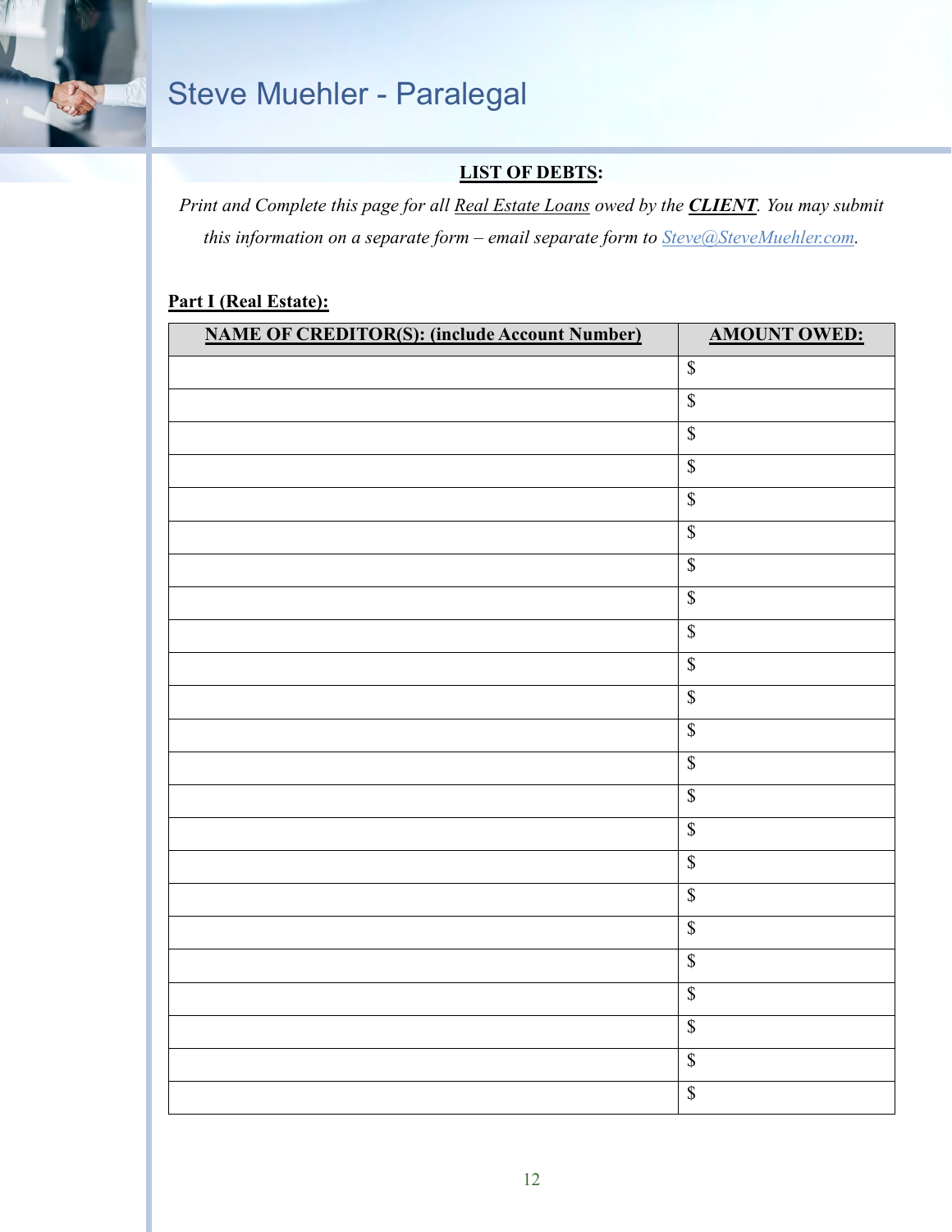## LIST OF DEBTS:

*Print and Complete this page for all Real Estate Loans owed by the* ***CLIENT****. You may submit this information on a separate form – email separate form to Steve@SteveMuehler.com.*

**Part I (Real Estate):**

| NAME OF CREDITOR(S): (include Account Number) | AMOUNT OWED: |
|---|---|
| | $ |
| | $ |
| | $ |
| | $ |
| | $ |
| | $ |
| | $ |
| | $ |
| | $ |
| | $ |
| | $ |
| | $ |
| | $ |
| | $ |
| | $ |
| | $ |
| | $ |
| | $ |
| | $ |
| | $ |
| | $ |
| | $ |
| | $ |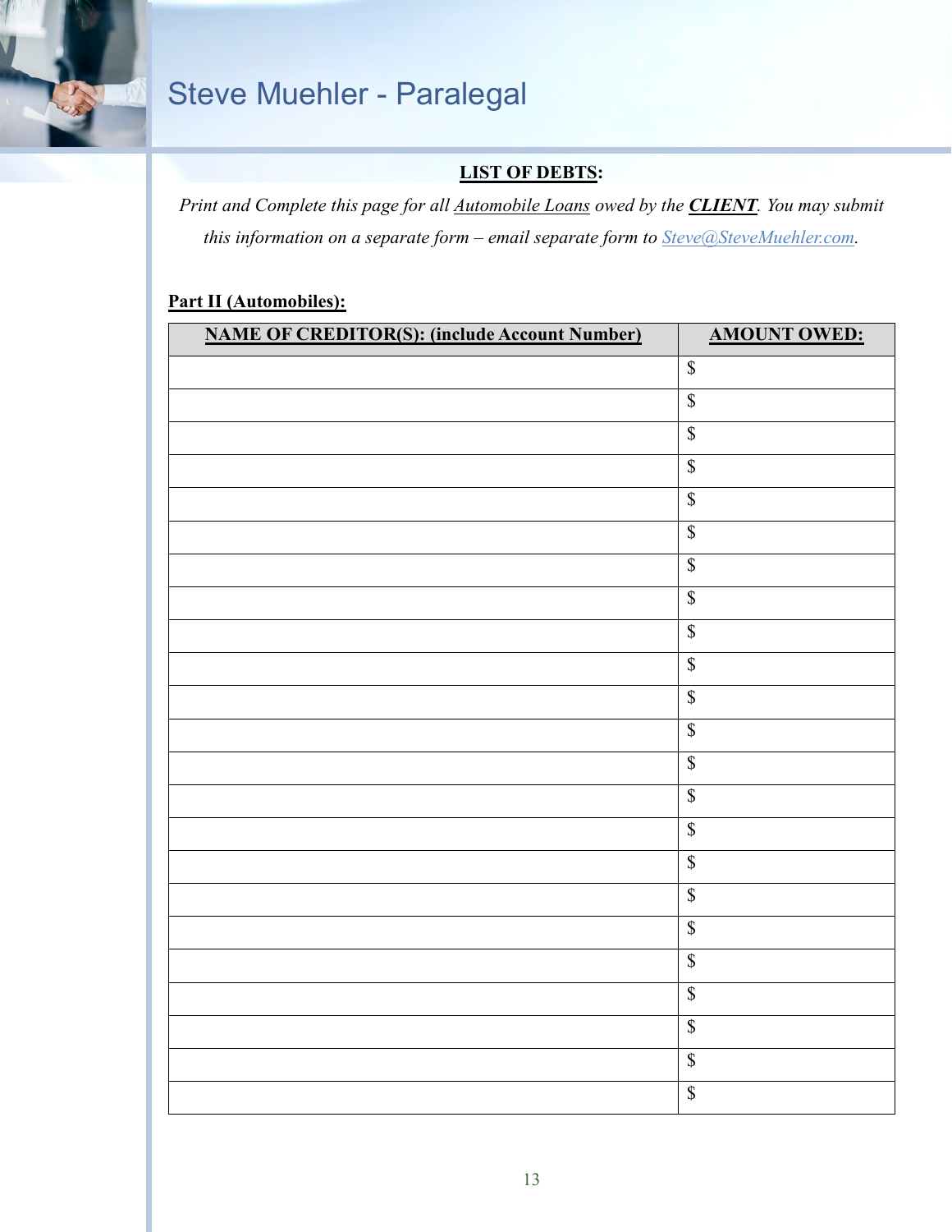## LIST OF DEBTS:

*Print and Complete this page for all Automobile Loans owed by the **CLIENT**. You may submit this information on a separate form – email separate form to Steve@SteveMuehler.com.*

**Part II (Automobiles):**

| NAME OF CREDITOR(S): (include Account Number) | AMOUNT OWED: |
|---|---|
| | $ |
| | $ |
| | $ |
| | $ |
| | $ |
| | $ |
| | $ |
| | $ |
| | $ |
| | $ |
| | $ |
| | $ |
| | $ |
| | $ |
| | $ |
| | $ |
| | $ |
| | $ |
| | $ |
| | $ |
| | $ |
| | $ |
| | $ |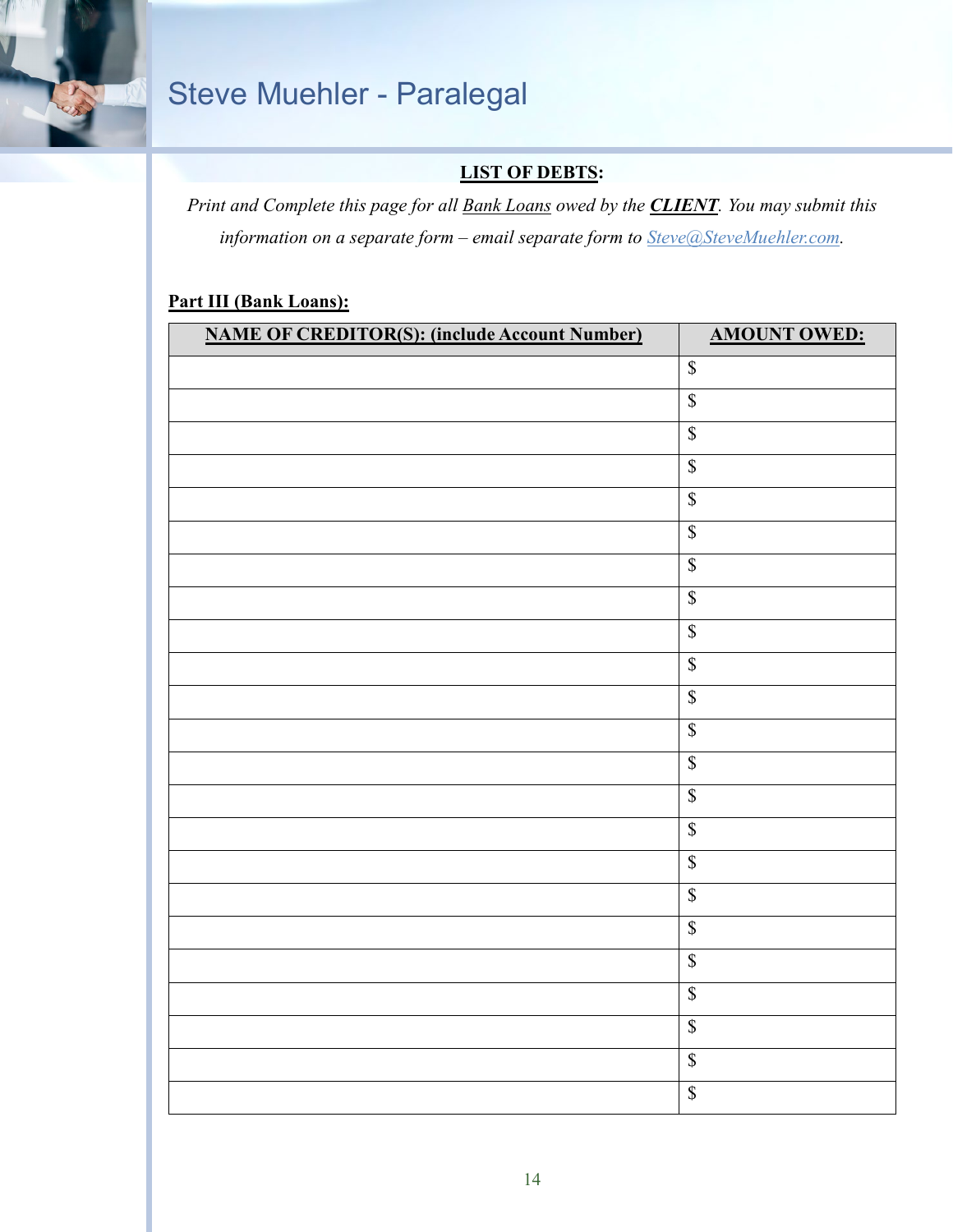**LIST OF DEBTS:**

*Print and Complete this page for all Bank Loans owed by the **CLIENT**. You may submit this information on a separate form – email separate form to [Steve@SteveMuehler.com](mailto:Steve@SteveMuehler.com).*

**Part III (Bank Loans):**

| NAME OF CREDITOR(S): (include Account Number) | AMOUNT OWED: |
|---|---|
| | $ |
| | $ |
| | $ |
| | $ |
| | $ |
| | $ |
| | $ |
| | $ |
| | $ |
| | $ |
| | $ |
| | $ |
| | $ |
| | $ |
| | $ |
| | $ |
| | $ |
| | $ |
| | $ |
| | $ |
| | $ |
| | $ |
| | $ |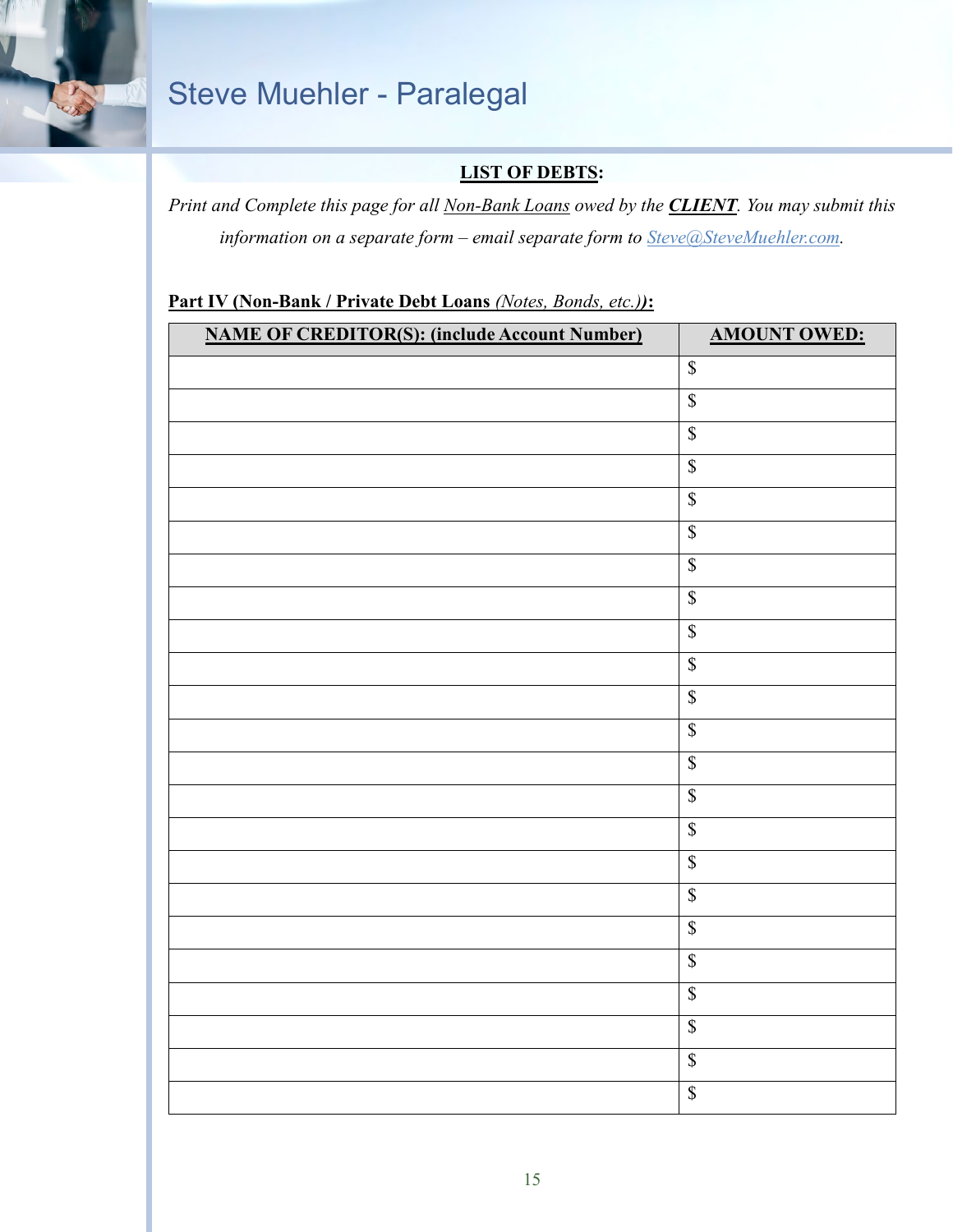**LIST OF DEBTS:**

*Print and Complete this page for all Non-Bank Loans owed by the **CLIENT**. You may submit this information on a separate form – email separate form to Steve@SteveMuehler.com.*

**Part IV (Non-Bank / Private Debt Loans** *(Notes, Bonds, etc.)***):**

| NAME OF CREDITOR(S): (include Account Number) | AMOUNT OWED: |
|---|---|
| | $ |
| | $ |
| | $ |
| | $ |
| | $ |
| | $ |
| | $ |
| | $ |
| | $ |
| | $ |
| | $ |
| | $ |
| | $ |
| | $ |
| | $ |
| | $ |
| | $ |
| | $ |
| | $ |
| | $ |
| | $ |
| | $ |
| | $ |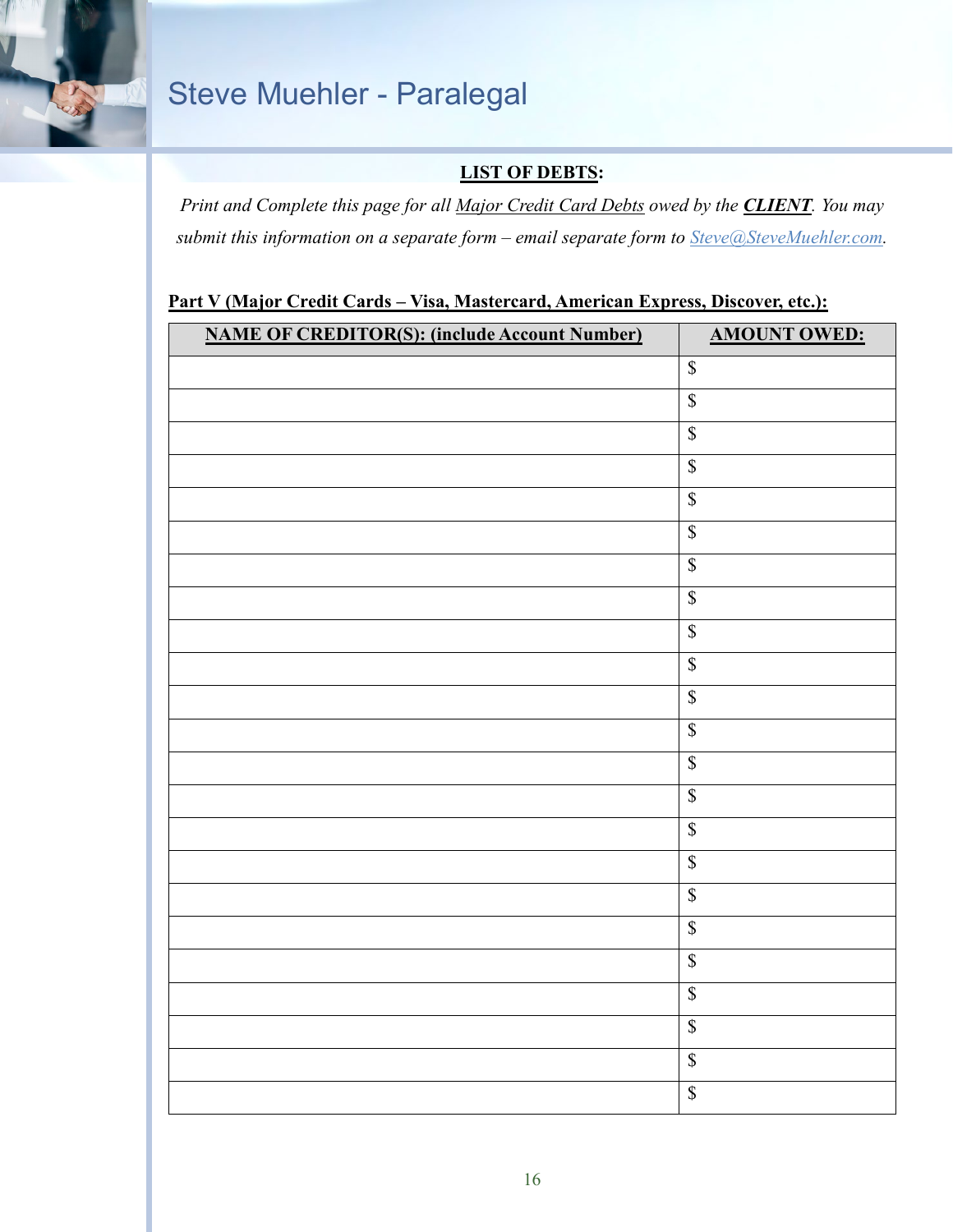**<u>LIST OF DEBTS</u>:**

*Print and Complete this page for all <u>Major Credit Card Debts</u> owed by the **<u>CLIENT</u>**. You may submit this information on a separate form – email separate form to [Steve@SteveMuehler.com](mailto:Steve@SteveMuehler.com).*

**<u>Part V (Major Credit Cards – Visa, Mastercard, American Express, Discover, etc.):</u>**

| NAME OF CREDITOR(S): (include Account Number) | AMOUNT OWED: |
|---|---|
| | $ |
| | $ |
| | $ |
| | $ |
| | $ |
| | $ |
| | $ |
| | $ |
| | $ |
| | $ |
| | $ |
| | $ |
| | $ |
| | $ |
| | $ |
| | $ |
| | $ |
| | $ |
| | $ |
| | $ |
| | $ |
| | $ |
| | $ |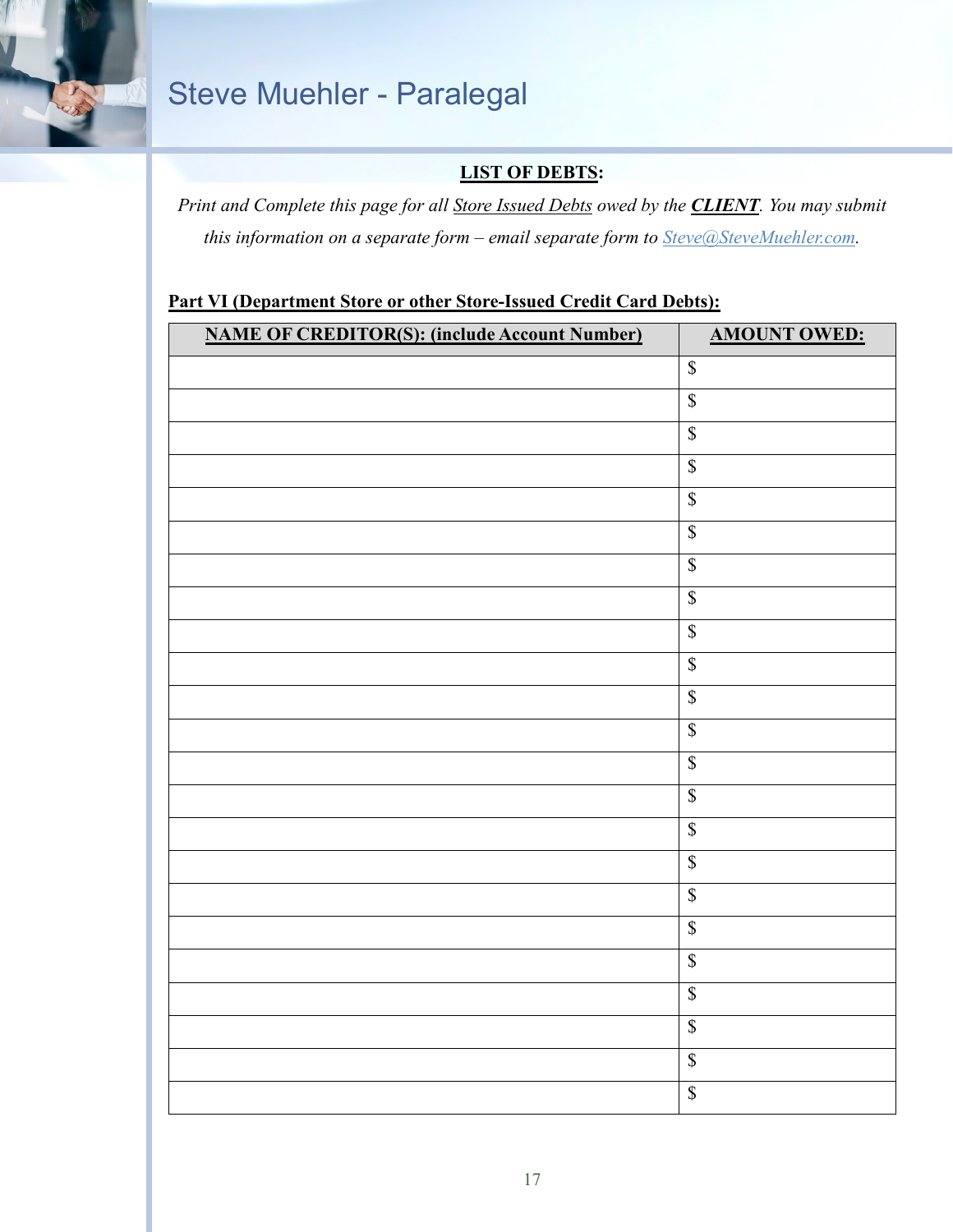**LIST OF DEBTS**:

*Print and Complete this page for all Store Issued Debts owed by the **CLIENT**. You may submit this information on a separate form – email separate form to Steve@SteveMuehler.com.*

**Part VI (Department Store or other Store-Issued Credit Card Debts):**

| NAME OF CREDITOR(S): (include Account Number) | AMOUNT OWED: |
|---|---|
| | $ |
| | $ |
| | $ |
| | $ |
| | $ |
| | $ |
| | $ |
| | $ |
| | $ |
| | $ |
| | $ |
| | $ |
| | $ |
| | $ |
| | $ |
| | $ |
| | $ |
| | $ |
| | $ |
| | $ |
| | $ |
| | $ |
| | $ |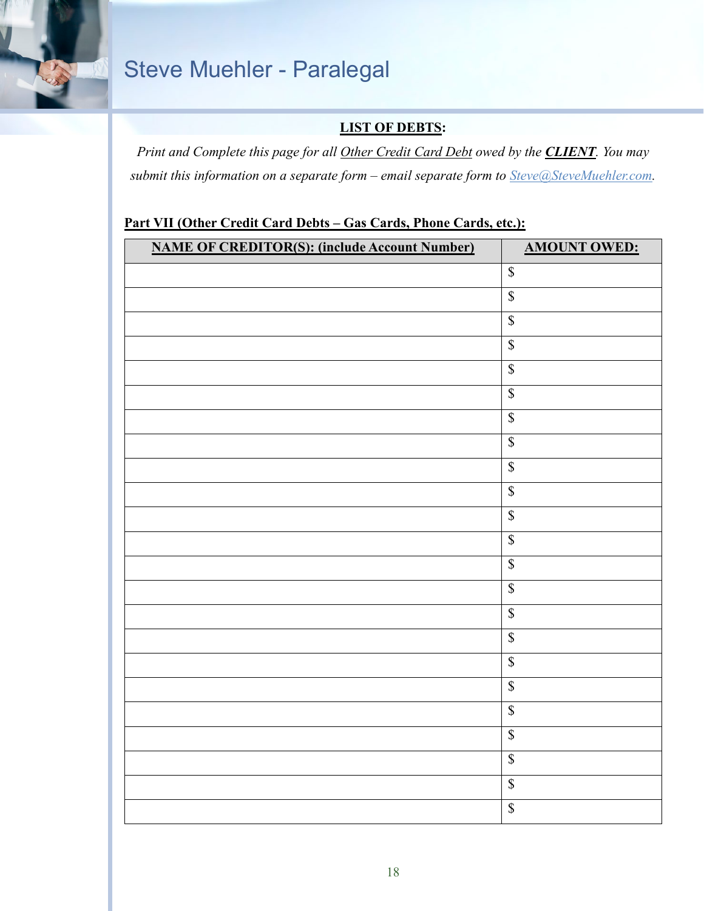## LIST OF DEBTS:

*Print and Complete this page for all Other Credit Card Debt owed by the* ***CLIENT****. You may submit this information on a separate form – email separate form to Steve@SteveMuehler.com.*

**Part VII (Other Credit Card Debts – Gas Cards, Phone Cards, etc.):**

| NAME OF CREDITOR(S): (include Account Number) | AMOUNT OWED: |
|---|---|
| | $ |
| | $ |
| | $ |
| | $ |
| | $ |
| | $ |
| | $ |
| | $ |
| | $ |
| | $ |
| | $ |
| | $ |
| | $ |
| | $ |
| | $ |
| | $ |
| | $ |
| | $ |
| | $ |
| | $ |
| | $ |
| | $ |
| | $ |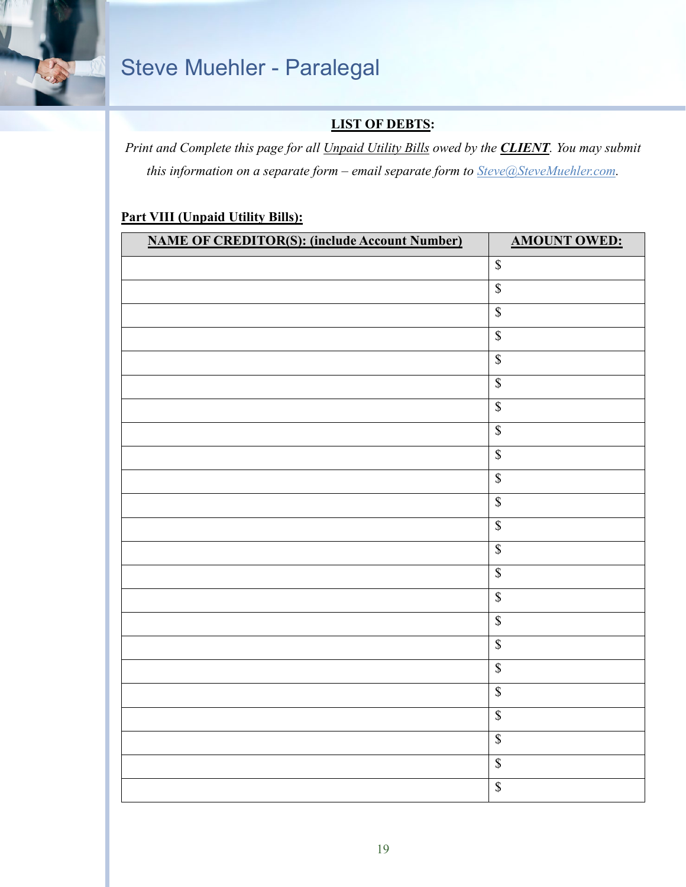**LIST OF DEBTS**:

*Print and Complete this page for all Unpaid Utility Bills owed by the **CLIENT**. You may submit this information on a separate form – email separate form to Steve@SteveMuehler.com.*

**Part VIII (Unpaid Utility Bills):**

| NAME OF CREDITOR(S): (include Account Number) | AMOUNT OWED: |
|---|---|
| | $ |
| | $ |
| | $ |
| | $ |
| | $ |
| | $ |
| | $ |
| | $ |
| | $ |
| | $ |
| | $ |
| | $ |
| | $ |
| | $ |
| | $ |
| | $ |
| | $ |
| | $ |
| | $ |
| | $ |
| | $ |
| | $ |
| | $ |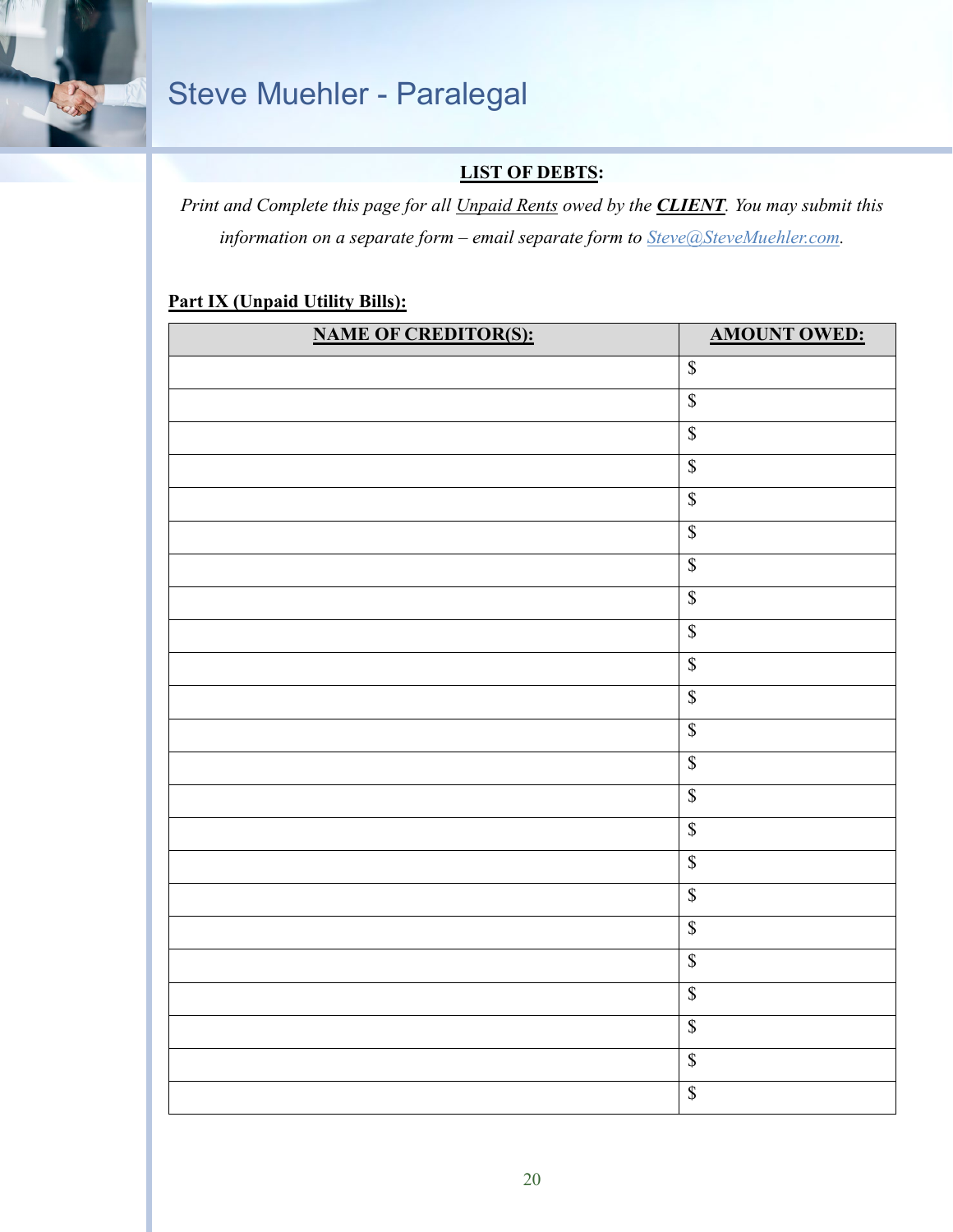Steve Muehler - Paralegal

**LIST OF DEBTS:**

*Print and Complete this page for all Unpaid Rents owed by the **CLIENT**. You may submit this information on a separate form – email separate form to Steve@SteveMuehler.com.*

**Part IX (Unpaid Utility Bills):**

| NAME OF CREDITOR(S): | AMOUNT OWED: |
|---|---|
| | $ |
| | $ |
| | $ |
| | $ |
| | $ |
| | $ |
| | $ |
| | $ |
| | $ |
| | $ |
| | $ |
| | $ |
| | $ |
| | $ |
| | $ |
| | $ |
| | $ |
| | $ |
| | $ |
| | $ |
| | $ |
| | $ |
| | $ |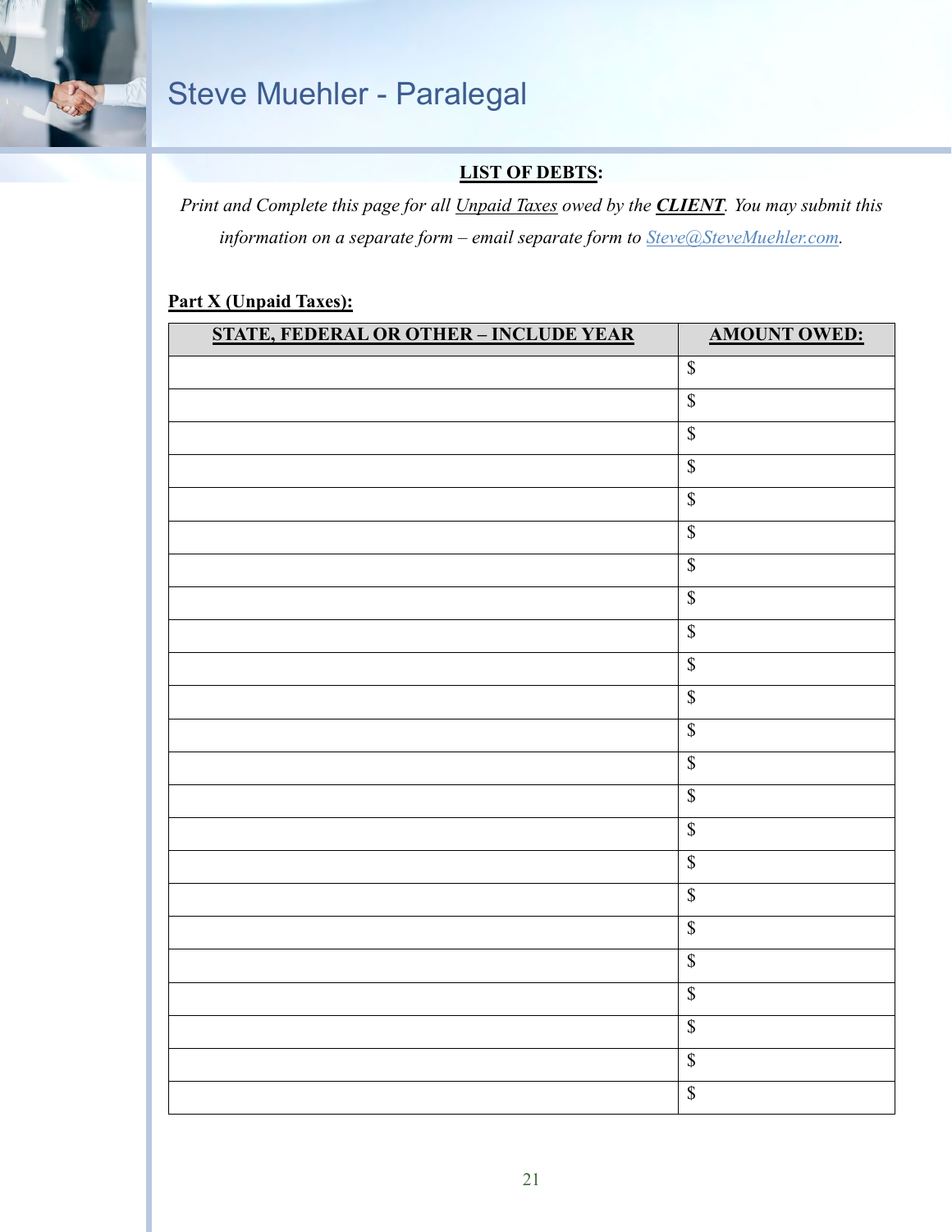# Steve Muehler - Paralegal

**LIST OF DEBTS:**

*Print and Complete this page for all Unpaid Taxes owed by the **CLIENT**. You may submit this information on a separate form – email separate form to Steve@SteveMuehler.com.*

**Part X (Unpaid Taxes):**

| STATE, FEDERAL OR OTHER – INCLUDE YEAR | AMOUNT OWED: |
|---|---|
| | $ |
| | $ |
| | $ |
| | $ |
| | $ |
| | $ |
| | $ |
| | $ |
| | $ |
| | $ |
| | $ |
| | $ |
| | $ |
| | $ |
| | $ |
| | $ |
| | $ |
| | $ |
| | $ |
| | $ |
| | $ |
| | $ |
| | $ |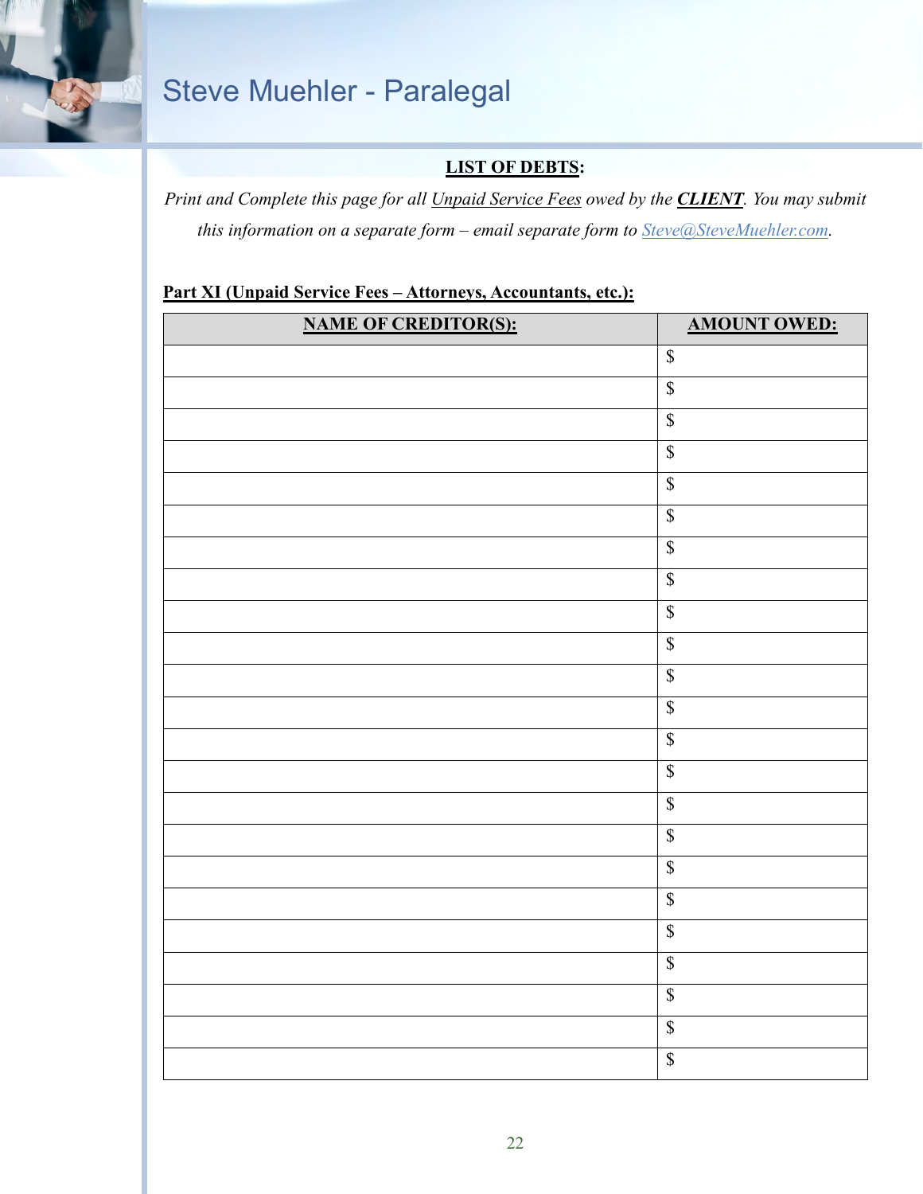# Steve Muehler - Paralegal

## LIST OF DEBTS:

*Print and Complete this page for all Unpaid Service Fees owed by the **CLIENT**. You may submit this information on a separate form – email separate form to Steve@SteveMuehler.com.*

**Part XI (Unpaid Service Fees – Attorneys, Accountants, etc.):**

| NAME OF CREDITOR(S): | AMOUNT OWED: |
|---|---|
| | $ |
| | $ |
| | $ |
| | $ |
| | $ |
| | $ |
| | $ |
| | $ |
| | $ |
| | $ |
| | $ |
| | $ |
| | $ |
| | $ |
| | $ |
| | $ |
| | $ |
| | $ |
| | $ |
| | $ |
| | $ |
| | $ |
| | $ |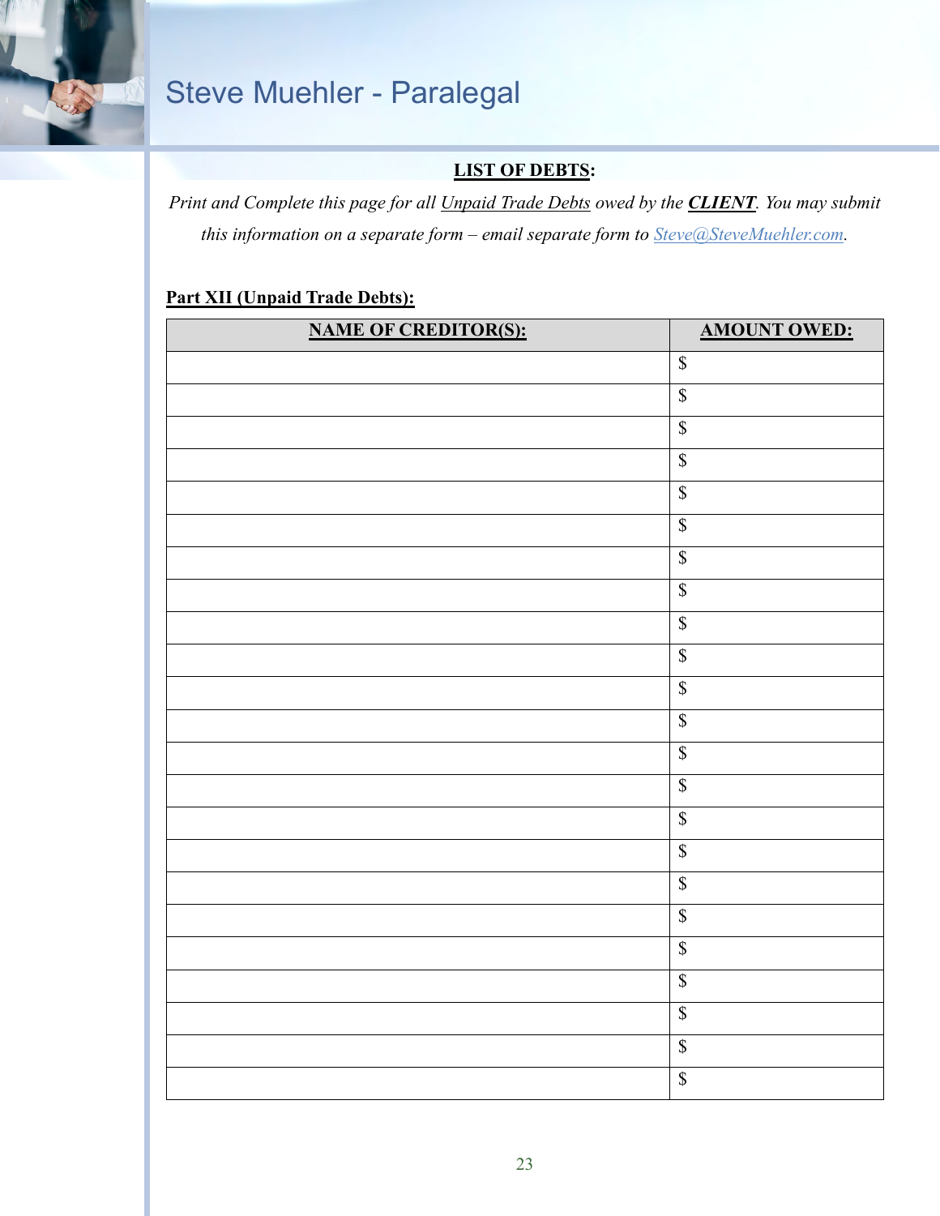## LIST OF DEBTS:

*Print and Complete this page for all Unpaid Trade Debts owed by the **CLIENT**. You may submit this information on a separate form – email separate form to Steve@SteveMuehler.com.*

**Part XII (Unpaid Trade Debts):**

| NAME OF CREDITOR(S): | AMOUNT OWED: |
|---|---|
| | $ |
| | $ |
| | $ |
| | $ |
| | $ |
| | $ |
| | $ |
| | $ |
| | $ |
| | $ |
| | $ |
| | $ |
| | $ |
| | $ |
| | $ |
| | $ |
| | $ |
| | $ |
| | $ |
| | $ |
| | $ |
| | $ |
| | $ |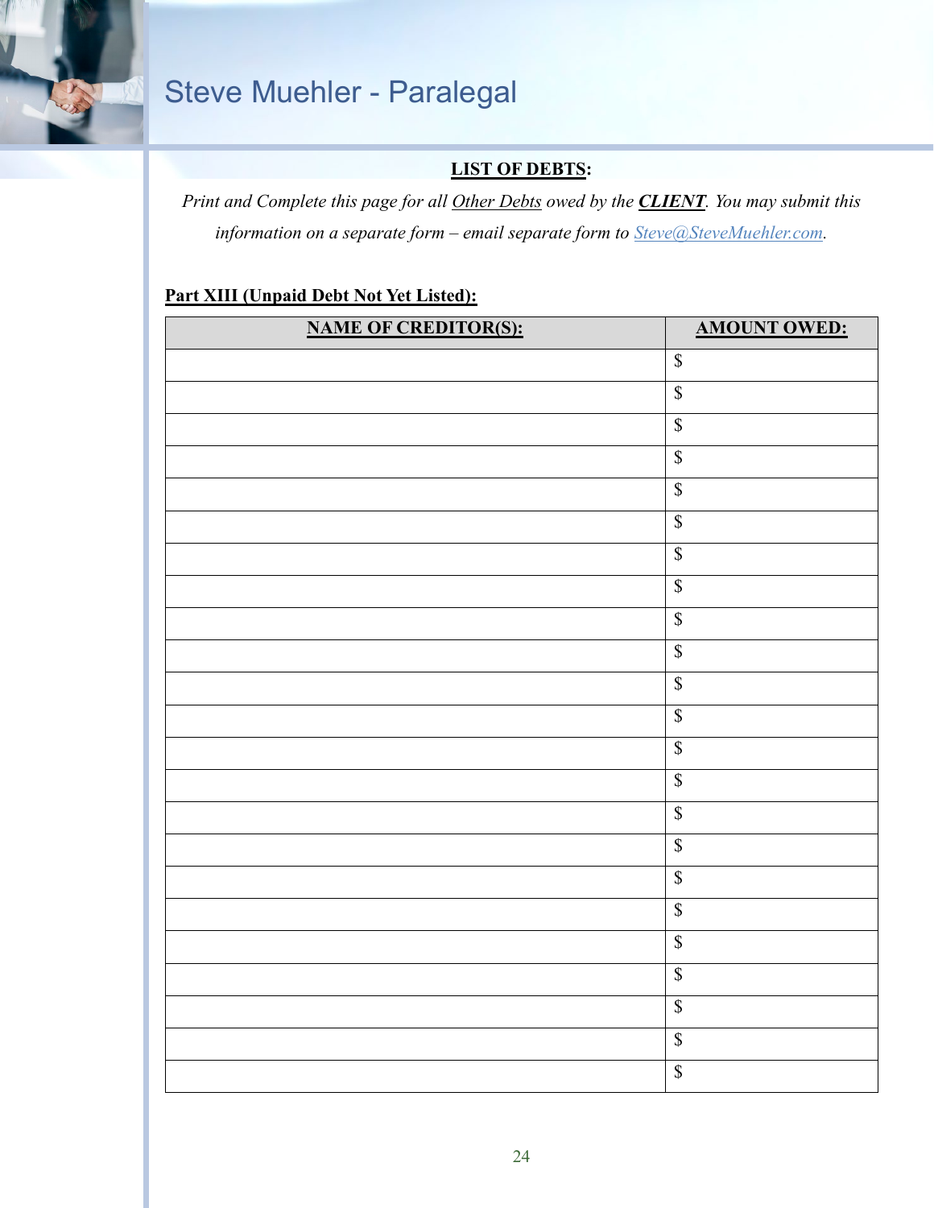# Steve Muehler - Paralegal

**LIST OF DEBTS:**

*Print and Complete this page for all Other Debts owed by the **CLIENT**. You may submit this information on a separate form – email separate form to [Steve@SteveMuehler.com](mailto:Steve@SteveMuehler.com).*

**Part XIII (Unpaid Debt Not Yet Listed):**

| NAME OF CREDITOR(S): | AMOUNT OWED: |
|---|---|
| | $ |
| | $ |
| | $ |
| | $ |
| | $ |
| | $ |
| | $ |
| | $ |
| | $ |
| | $ |
| | $ |
| | $ |
| | $ |
| | $ |
| | $ |
| | $ |
| | $ |
| | $ |
| | $ |
| | $ |
| | $ |
| | $ |
| | $ |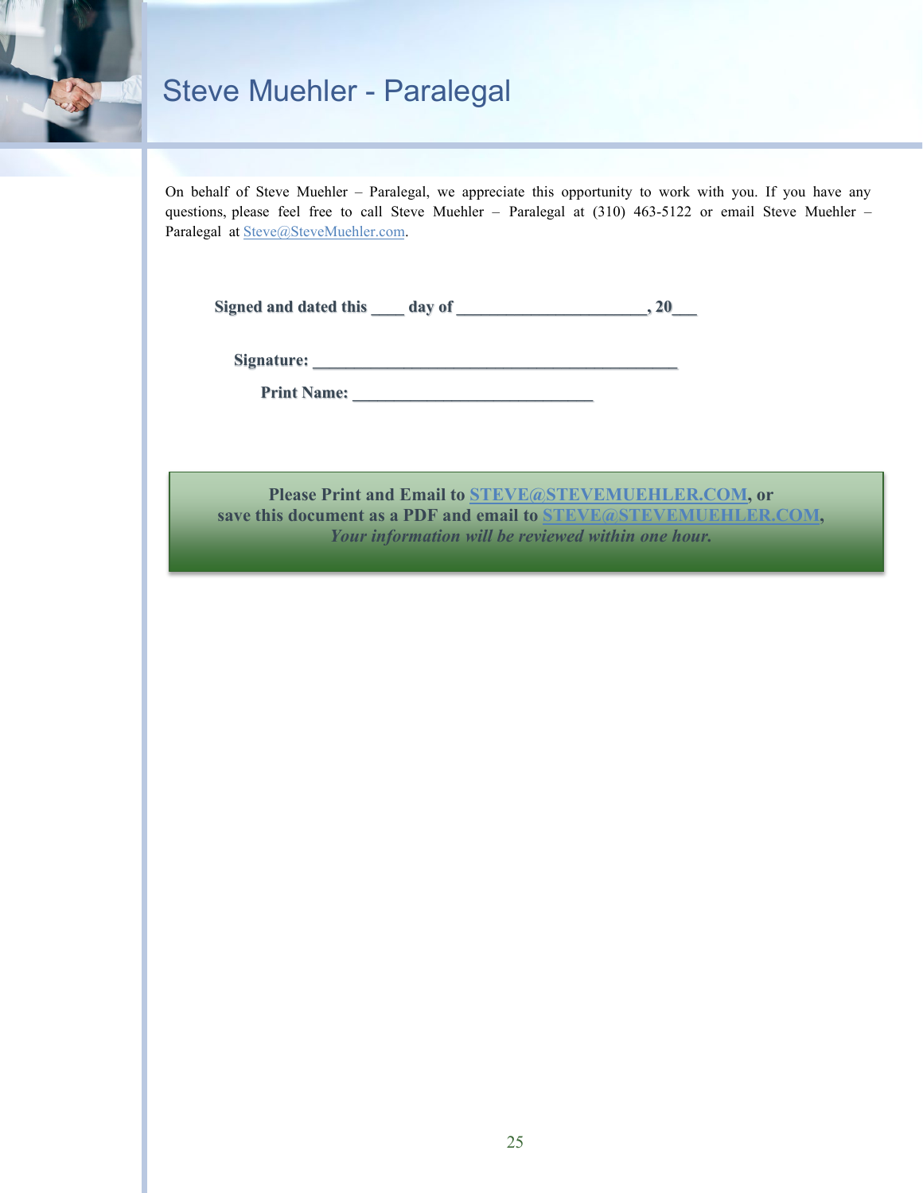# Steve Muehler - Paralegal

On behalf of Steve Muehler – Paralegal, we appreciate this opportunity to work with you. If you have any questions, please feel free to call Steve Muehler – Paralegal at (310) 463-5122 or email Steve Muehler – Paralegal at Steve@SteveMuehler.com.

**Signed and dated this ____ day of ______________________, 20___**

**Signature: ____________________________________________**

**Print Name: ____________________________**

**Please Print and Email to STEVE@STEVEMUEHLER.COM, or save this document as a PDF and email to STEVE@STEVEMUEHLER.COM,**
***Your information will be reviewed within one hour.***